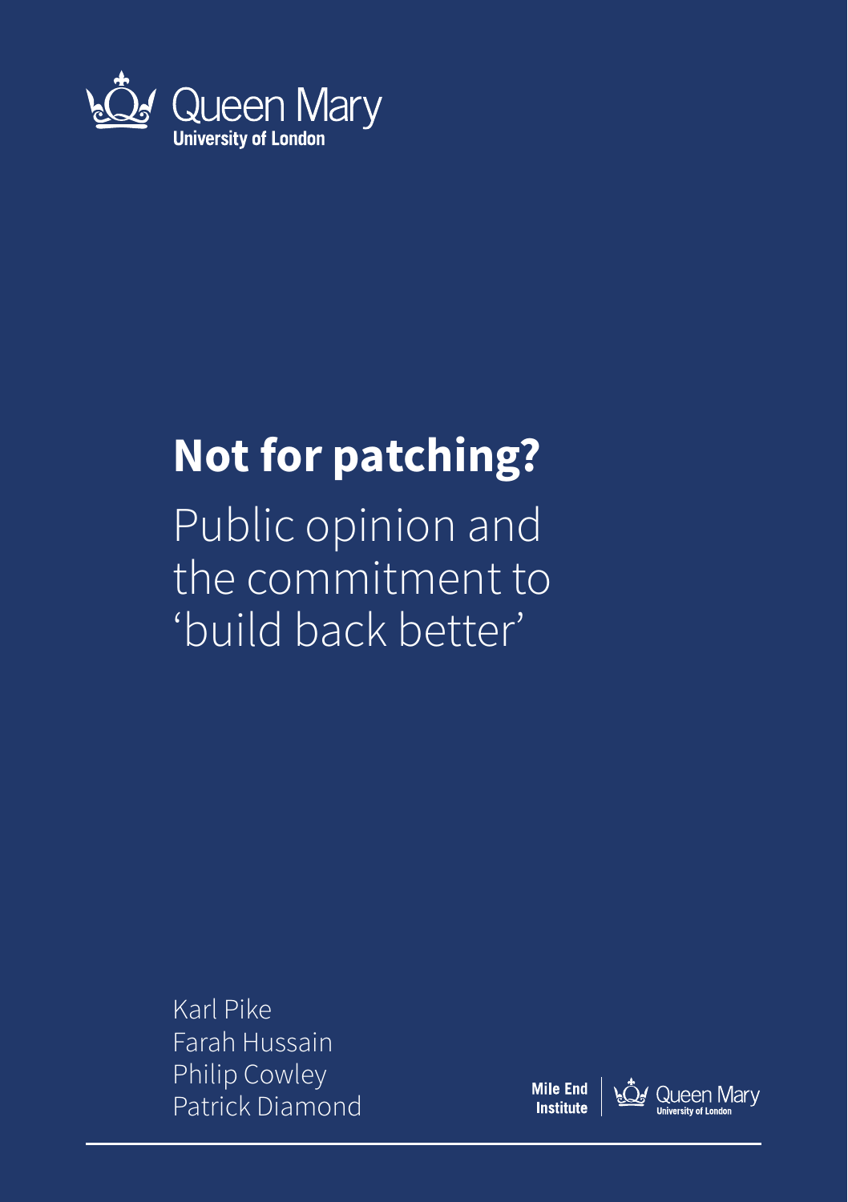Queen Mary
University of London

# Not for patching?

## Public opinion and the commitment to 'build back better'

Karl Pike
Farah Hussain
Philip Cowley
Patrick Diamond

Mile End Institute | Queen Mary University of London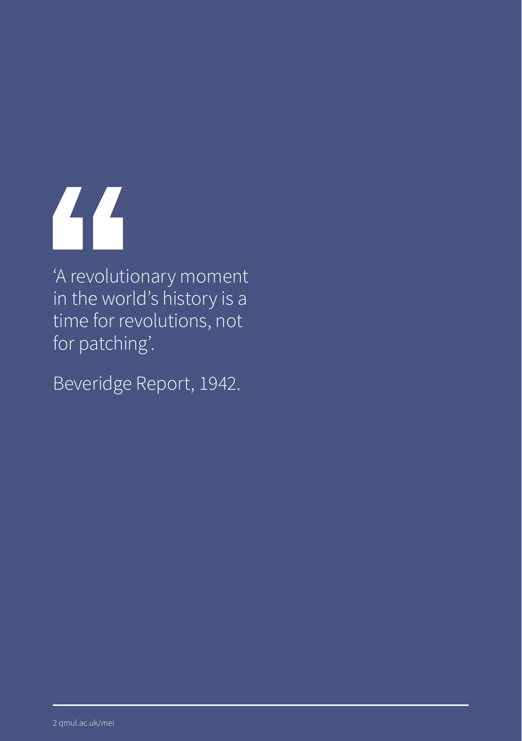> 'A revolutionary moment in the world's history is a time for revolutions, not for patching'.
>
> Beveridge Report, 1942.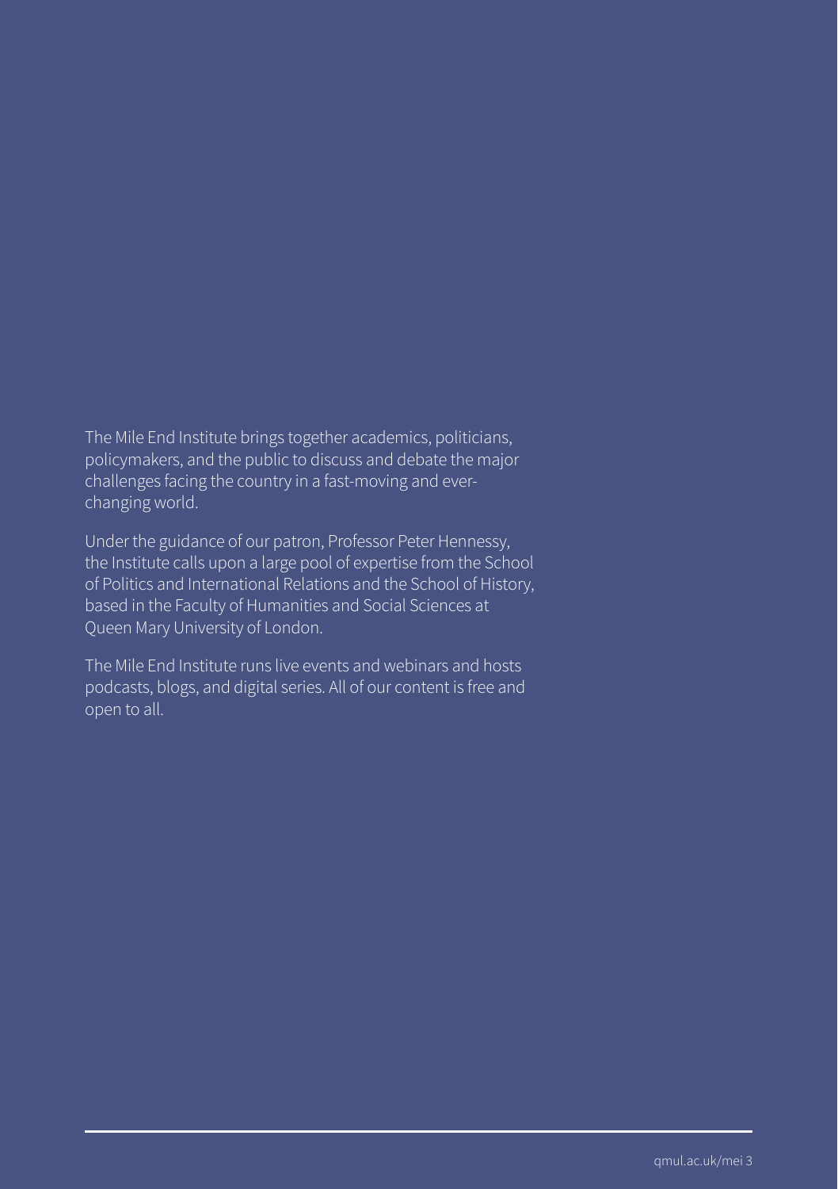The Mile End Institute brings together academics, politicians, policymakers, and the public to discuss and debate the major challenges facing the country in a fast-moving and ever-changing world.

Under the guidance of our patron, Professor Peter Hennessy, the Institute calls upon a large pool of expertise from the School of Politics and International Relations and the School of History, based in the Faculty of Humanities and Social Sciences at Queen Mary University of London.

The Mile End Institute runs live events and webinars and hosts podcasts, blogs, and digital series. All of our content is free and open to all.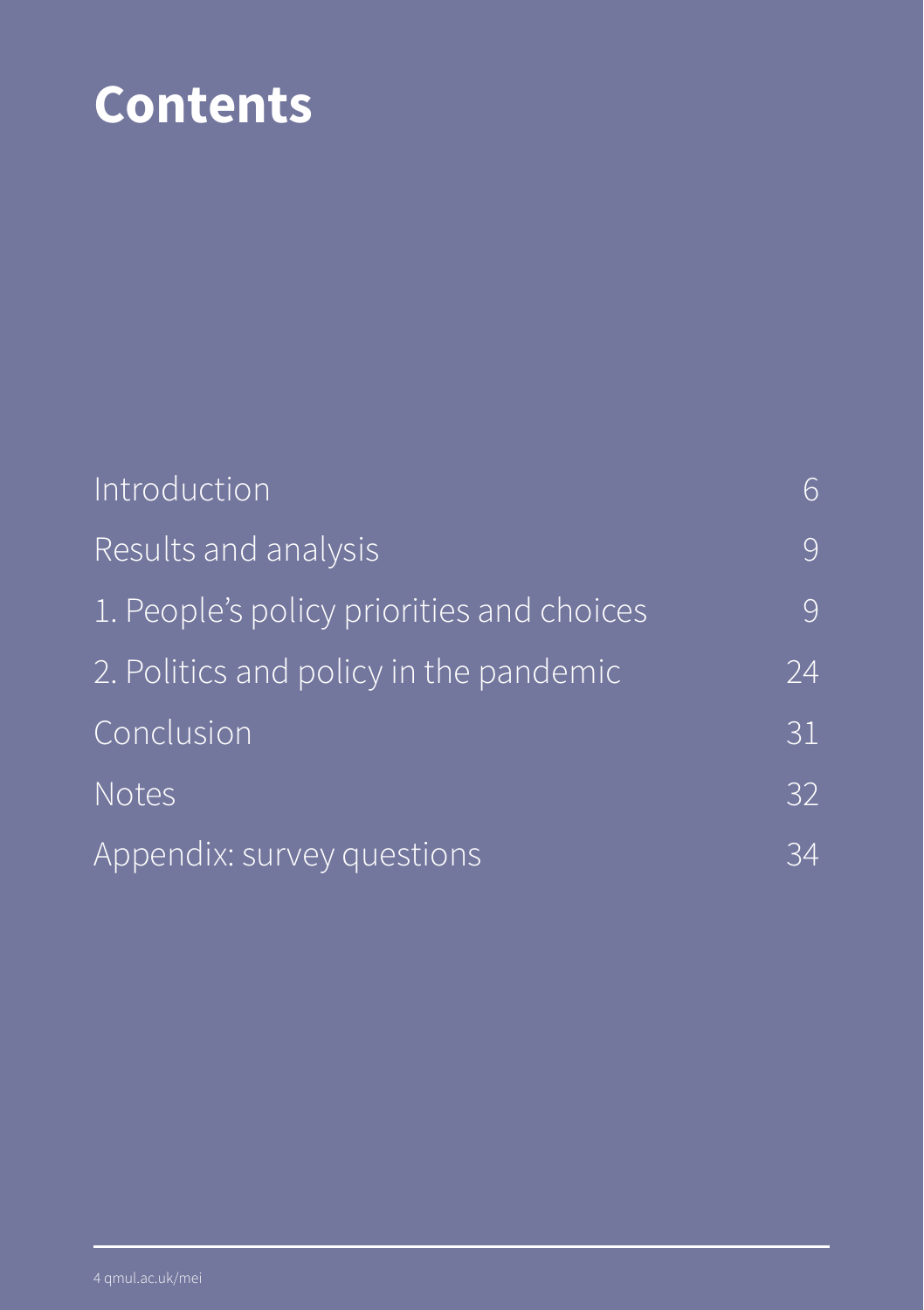# Contents

| | |
|---|---|
| Introduction | 6 |
| Results and analysis | 9 |
| 1. People's policy priorities and choices | 9 |
| 2. Politics and policy in the pandemic | 24 |
| Conclusion | 31 |
| Notes | 32 |
| Appendix: survey questions | 34 |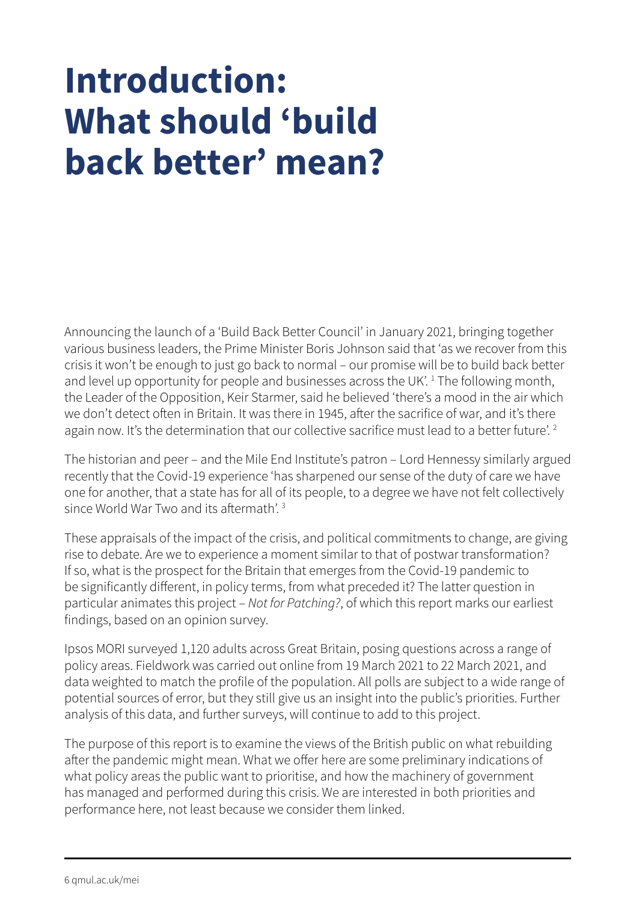# Introduction: What should 'build back better' mean?

Announcing the launch of a 'Build Back Better Council' in January 2021, bringing together various business leaders, the Prime Minister Boris Johnson said that 'as we recover from this crisis it won't be enough to just go back to normal – our promise will be to build back better and level up opportunity for people and businesses across the UK'. [1] The following month, the Leader of the Opposition, Keir Starmer, said he believed 'there's a mood in the air which we don't detect often in Britain. It was there in 1945, after the sacrifice of war, and it's there again now. It's the determination that our collective sacrifice must lead to a better future'. [2]

The historian and peer – and the Mile End Institute's patron – Lord Hennessy similarly argued recently that the Covid-19 experience 'has sharpened our sense of the duty of care we have one for another, that a state has for all of its people, to a degree we have not felt collectively since World War Two and its aftermath'. [3]

These appraisals of the impact of the crisis, and political commitments to change, are giving rise to debate. Are we to experience a moment similar to that of postwar transformation? If so, what is the prospect for the Britain that emerges from the Covid-19 pandemic to be significantly different, in policy terms, from what preceded it? The latter question in particular animates this project – *Not for Patching?*, of which this report marks our earliest findings, based on an opinion survey.

Ipsos MORI surveyed 1,120 adults across Great Britain, posing questions across a range of policy areas. Fieldwork was carried out online from 19 March 2021 to 22 March 2021, and data weighted to match the profile of the population. All polls are subject to a wide range of potential sources of error, but they still give us an insight into the public's priorities. Further analysis of this data, and further surveys, will continue to add to this project.

The purpose of this report is to examine the views of the British public on what rebuilding after the pandemic might mean. What we offer here are some preliminary indications of what policy areas the public want to prioritise, and how the machinery of government has managed and performed during this crisis. We are interested in both priorities and performance here, not least because we consider them linked.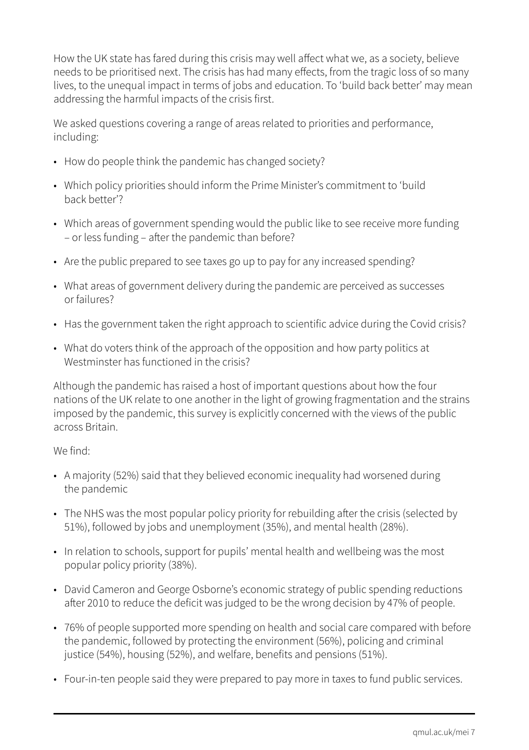How the UK state has fared during this crisis may well affect what we, as a society, believe needs to be prioritised next. The crisis has had many effects, from the tragic loss of so many lives, to the unequal impact in terms of jobs and education. To 'build back better' may mean addressing the harmful impacts of the crisis first.

We asked questions covering a range of areas related to priorities and performance, including:

- How do people think the pandemic has changed society?
- Which policy priorities should inform the Prime Minister's commitment to 'build back better'?
- Which areas of government spending would the public like to see receive more funding – or less funding – after the pandemic than before?
- Are the public prepared to see taxes go up to pay for any increased spending?
- What areas of government delivery during the pandemic are perceived as successes or failures?
- Has the government taken the right approach to scientific advice during the Covid crisis?
- What do voters think of the approach of the opposition and how party politics at Westminster has functioned in the crisis?

Although the pandemic has raised a host of important questions about how the four nations of the UK relate to one another in the light of growing fragmentation and the strains imposed by the pandemic, this survey is explicitly concerned with the views of the public across Britain.

We find:

- A majority (52%) said that they believed economic inequality had worsened during the pandemic
- The NHS was the most popular policy priority for rebuilding after the crisis (selected by 51%), followed by jobs and unemployment (35%), and mental health (28%).
- In relation to schools, support for pupils' mental health and wellbeing was the most popular policy priority (38%).
- David Cameron and George Osborne's economic strategy of public spending reductions after 2010 to reduce the deficit was judged to be the wrong decision by 47% of people.
- 76% of people supported more spending on health and social care compared with before the pandemic, followed by protecting the environment (56%), policing and criminal justice (54%), housing (52%), and welfare, benefits and pensions (51%).
- Four-in-ten people said they were prepared to pay more in taxes to fund public services.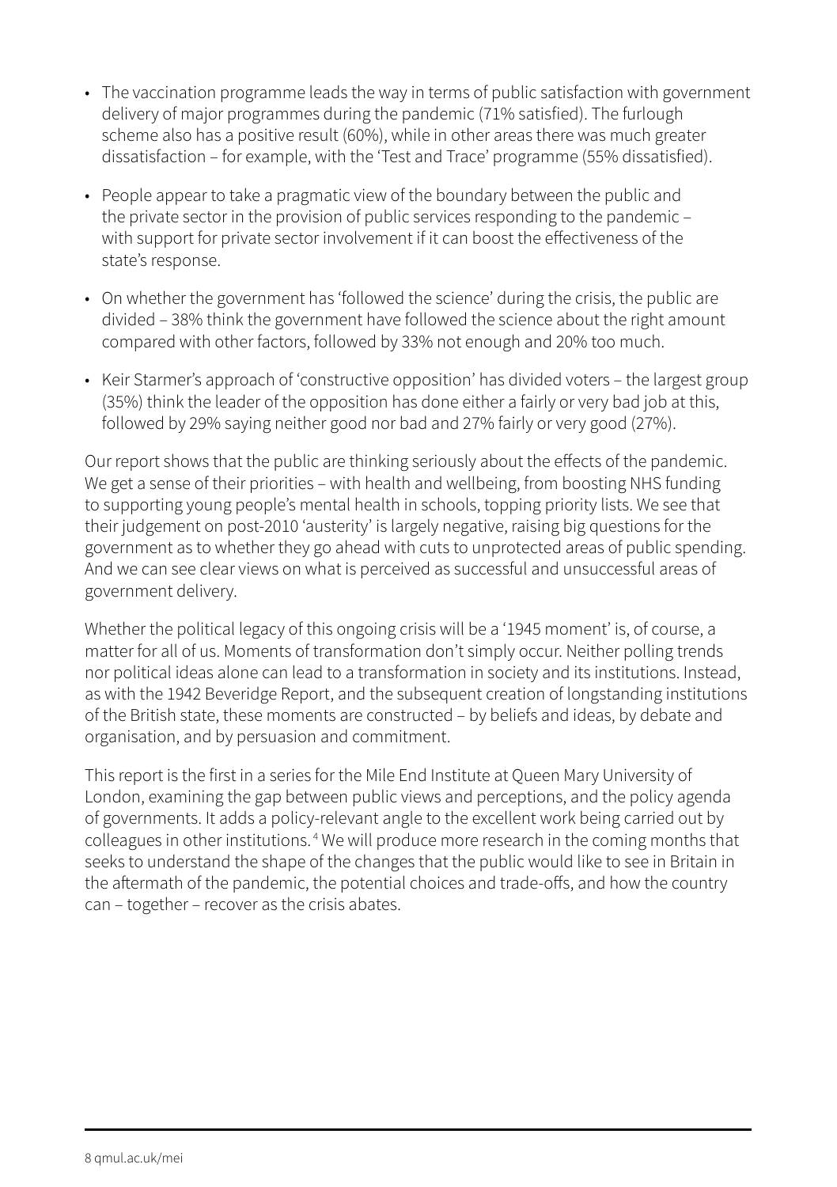- The vaccination programme leads the way in terms of public satisfaction with government delivery of major programmes during the pandemic (71% satisfied). The furlough scheme also has a positive result (60%), while in other areas there was much greater dissatisfaction – for example, with the 'Test and Trace' programme (55% dissatisfied).
- People appear to take a pragmatic view of the boundary between the public and the private sector in the provision of public services responding to the pandemic – with support for private sector involvement if it can boost the effectiveness of the state's response.
- On whether the government has 'followed the science' during the crisis, the public are divided – 38% think the government have followed the science about the right amount compared with other factors, followed by 33% not enough and 20% too much.
- Keir Starmer's approach of 'constructive opposition' has divided voters – the largest group (35%) think the leader of the opposition has done either a fairly or very bad job at this, followed by 29% saying neither good nor bad and 27% fairly or very good (27%).

Our report shows that the public are thinking seriously about the effects of the pandemic. We get a sense of their priorities – with health and wellbeing, from boosting NHS funding to supporting young people's mental health in schools, topping priority lists. We see that their judgement on post-2010 'austerity' is largely negative, raising big questions for the government as to whether they go ahead with cuts to unprotected areas of public spending. And we can see clear views on what is perceived as successful and unsuccessful areas of government delivery.

Whether the political legacy of this ongoing crisis will be a '1945 moment' is, of course, a matter for all of us. Moments of transformation don't simply occur. Neither polling trends nor political ideas alone can lead to a transformation in society and its institutions. Instead, as with the 1942 Beveridge Report, and the subsequent creation of longstanding institutions of the British state, these moments are constructed – by beliefs and ideas, by debate and organisation, and by persuasion and commitment.

This report is the first in a series for the Mile End Institute at Queen Mary University of London, examining the gap between public views and perceptions, and the policy agenda of governments. It adds a policy-relevant angle to the excellent work being carried out by colleagues in other institutions.[4] We will produce more research in the coming months that seeks to understand the shape of the changes that the public would like to see in Britain in the aftermath of the pandemic, the potential choices and trade-offs, and how the country can – together – recover as the crisis abates.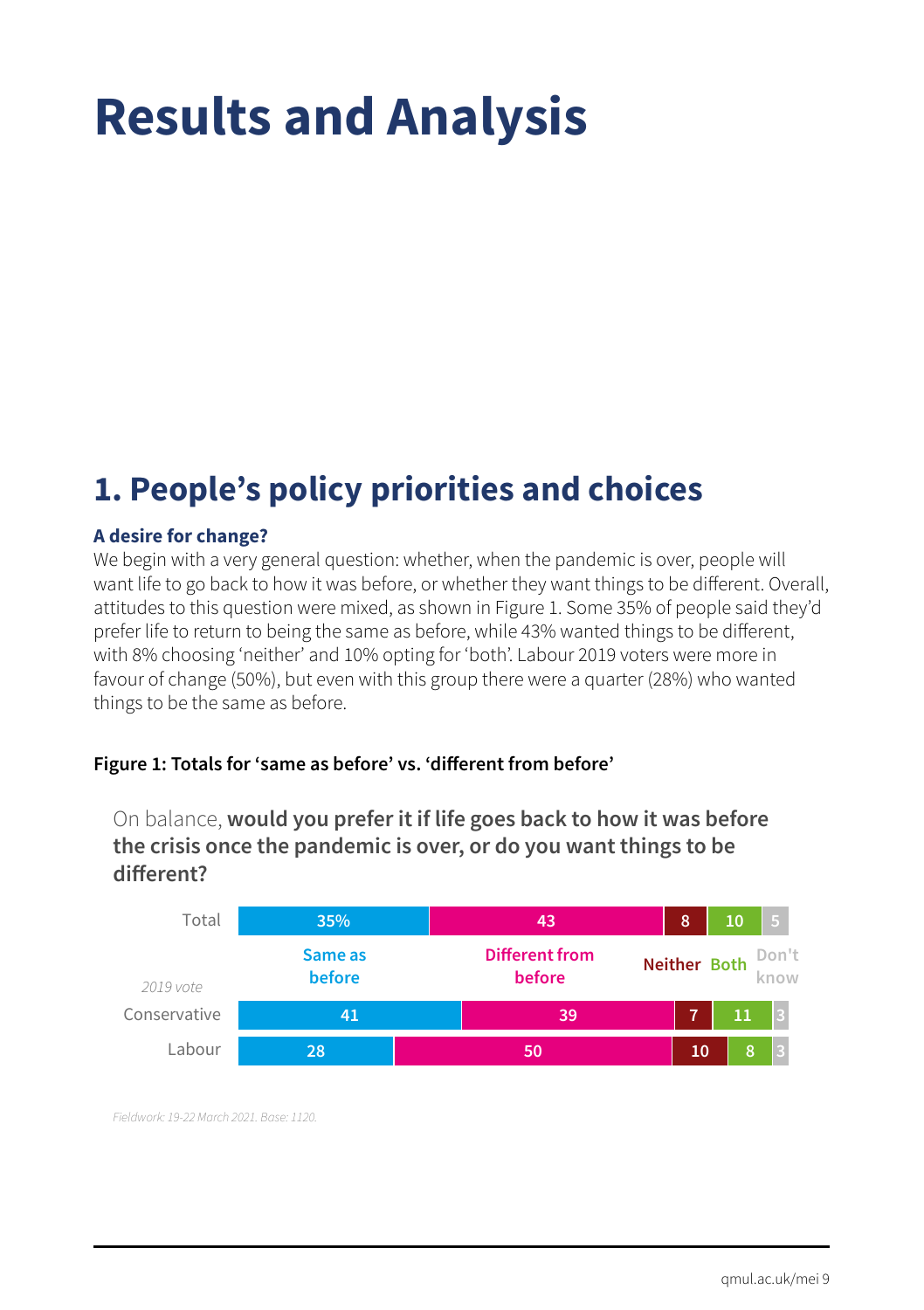# Results and Analysis

## 1. People's policy priorities and choices

### A desire for change?

We begin with a very general question: whether, when the pandemic is over, people will want life to go back to how it was before, or whether they want things to be different. Overall, attitudes to this question were mixed, as shown in Figure 1. Some 35% of people said they'd prefer life to return to being the same as before, while 43% wanted things to be different, with 8% choosing 'neither' and 10% opting for 'both'. Labour 2019 voters were more in favour of change (50%), but even with this group there were a quarter (28%) who wanted things to be the same as before.

**Figure 1: Totals for 'same as before' vs. 'different from before'**

On balance, **would you prefer it if life goes back to how it was before the crisis once the pandemic is over, or do you want things to be different?**

| | Same as before | Different from before | Neither | Both | Don't know |
|---|---|---|---|---|---|
| Total | 35% | 43 | 8 | 10 | 5 |
| *2019 vote* | | | | | |
| Conservative | 41 | 39 | 7 | 11 | 3 |
| Labour | 28 | 50 | 10 | 8 | 3 |

*Fieldwork: 19-22 March 2021. Base: 1120.*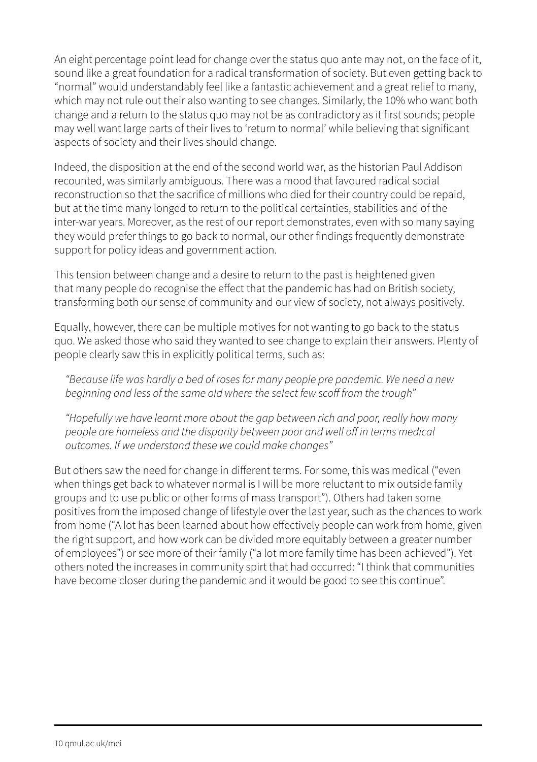An eight percentage point lead for change over the status quo ante may not, on the face of it, sound like a great foundation for a radical transformation of society. But even getting back to "normal" would understandably feel like a fantastic achievement and a great relief to many, which may not rule out their also wanting to see changes. Similarly, the 10% who want both change and a return to the status quo may not be as contradictory as it first sounds; people may well want large parts of their lives to 'return to normal' while believing that significant aspects of society and their lives should change.

Indeed, the disposition at the end of the second world war, as the historian Paul Addison recounted, was similarly ambiguous. There was a mood that favoured radical social reconstruction so that the sacrifice of millions who died for their country could be repaid, but at the time many longed to return to the political certainties, stabilities and of the inter-war years. Moreover, as the rest of our report demonstrates, even with so many saying they would prefer things to go back to normal, our other findings frequently demonstrate support for policy ideas and government action.

This tension between change and a desire to return to the past is heightened given that many people do recognise the effect that the pandemic has had on British society, transforming both our sense of community and our view of society, not always positively.

Equally, however, there can be multiple motives for not wanting to go back to the status quo. We asked those who said they wanted to see change to explain their answers. Plenty of people clearly saw this in explicitly political terms, such as:

> *"Because life was hardly a bed of roses for many people pre pandemic. We need a new beginning and less of the same old where the select few scoff from the trough"*
>
> *"Hopefully we have learnt more about the gap between rich and poor, really how many people are homeless and the disparity between poor and well off in terms medical outcomes. If we understand these we could make changes"*

But others saw the need for change in different terms. For some, this was medical ("even when things get back to whatever normal is I will be more reluctant to mix outside family groups and to use public or other forms of mass transport"). Others had taken some positives from the imposed change of lifestyle over the last year, such as the chances to work from home ("A lot has been learned about how effectively people can work from home, given the right support, and how work can be divided more equitably between a greater number of employees") or see more of their family ("a lot more family time has been achieved"). Yet others noted the increases in community spirt that had occurred: "I think that communities have become closer during the pandemic and it would be good to see this continue".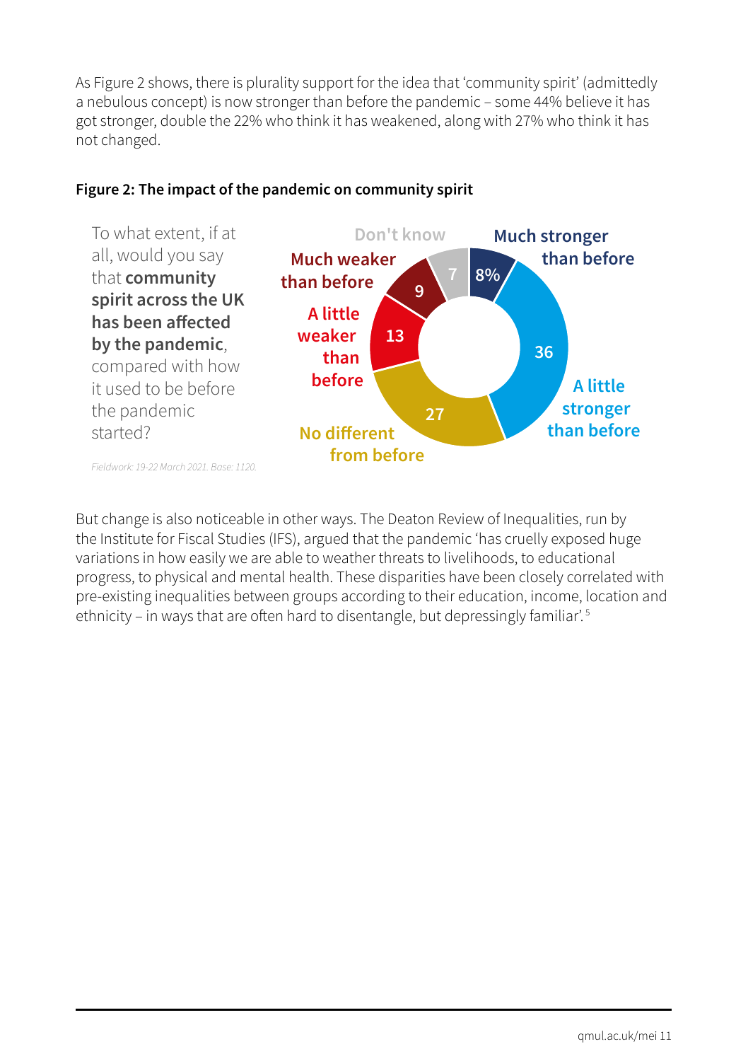As Figure 2 shows, there is plurality support for the idea that 'community spirit' (admittedly a nebulous concept) is now stronger than before the pandemic – some 44% believe it has got stronger, double the 22% who think it has weakened, along with 27% who think it has not changed.

**Figure 2: The impact of the pandemic on community spirit**

To what extent, if at all, would you say that **community spirit across the UK has been affected by the pandemic**, compared with how it used to be before the pandemic started?

| Response | % |
|---|---|
| Much stronger than before | 8% |
| A little stronger than before | 36 |
| No different from before | 27 |
| A little weaker than before | 13 |
| Much weaker than before | 9 |
| Don't know | 7 |

*Fieldwork: 19-22 March 2021. Base: 1120.*

But change is also noticeable in other ways. The Deaton Review of Inequalities, run by the Institute for Fiscal Studies (IFS), argued that the pandemic 'has cruelly exposed huge variations in how easily we are able to weather threats to livelihoods, to educational progress, to physical and mental health. These disparities have been closely correlated with pre-existing inequalities between groups according to their education, income, location and ethnicity – in ways that are often hard to disentangle, but depressingly familiar'.[5]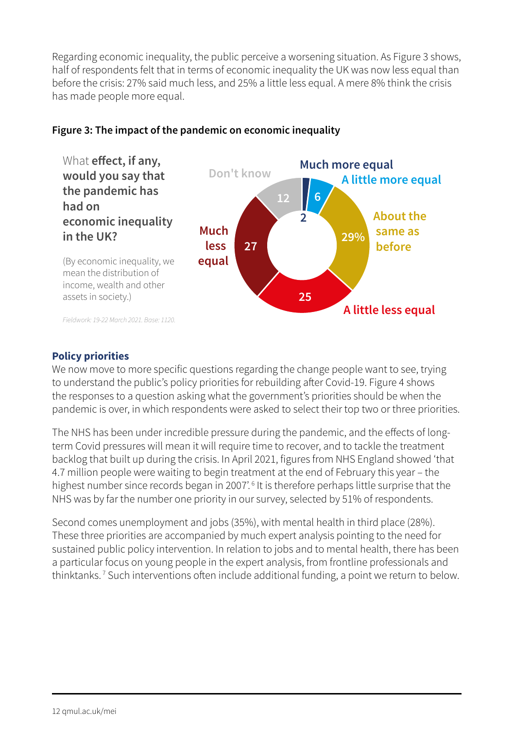Regarding economic inequality, the public perceive a worsening situation. As Figure 3 shows, half of respondents felt that in terms of economic inequality the UK was now less equal than before the crisis: 27% said much less, and 25% a little less equal. A mere 8% think the crisis has made people more equal.

**Figure 3: The impact of the pandemic on economic inequality**

What **effect, if any, would you say that the pandemic has had on economic inequality in the UK?**

(By economic inequality, we mean the distribution of income, wealth and other assets in society.)

| Response | % |
| --- | --- |
| Much more equal | 2 |
| A little more equal | 6 |
| About the same as before | 29% |
| A little less equal | 25 |
| Much less equal | 27 |
| Don't know | 12 |

*Fieldwork: 19-22 March 2021. Base: 1120.*

### Policy priorities

We now move to more specific questions regarding the change people want to see, trying to understand the public's policy priorities for rebuilding after Covid-19. Figure 4 shows the responses to a question asking what the government's priorities should be when the pandemic is over, in which respondents were asked to select their top two or three priorities.

The NHS has been under incredible pressure during the pandemic, and the effects of long-term Covid pressures will mean it will require time to recover, and to tackle the treatment backlog that built up during the crisis. In April 2021, figures from NHS England showed 'that 4.7 million people were waiting to begin treatment at the end of February this year – the highest number since records began in 2007'.[6] It is therefore perhaps little surprise that the NHS was by far the number one priority in our survey, selected by 51% of respondents.

Second comes unemployment and jobs (35%), with mental health in third place (28%). These three priorities are accompanied by much expert analysis pointing to the need for sustained public policy intervention. In relation to jobs and to mental health, there has been a particular focus on young people in the expert analysis, from frontline professionals and thinktanks.[7] Such interventions often include additional funding, a point we return to below.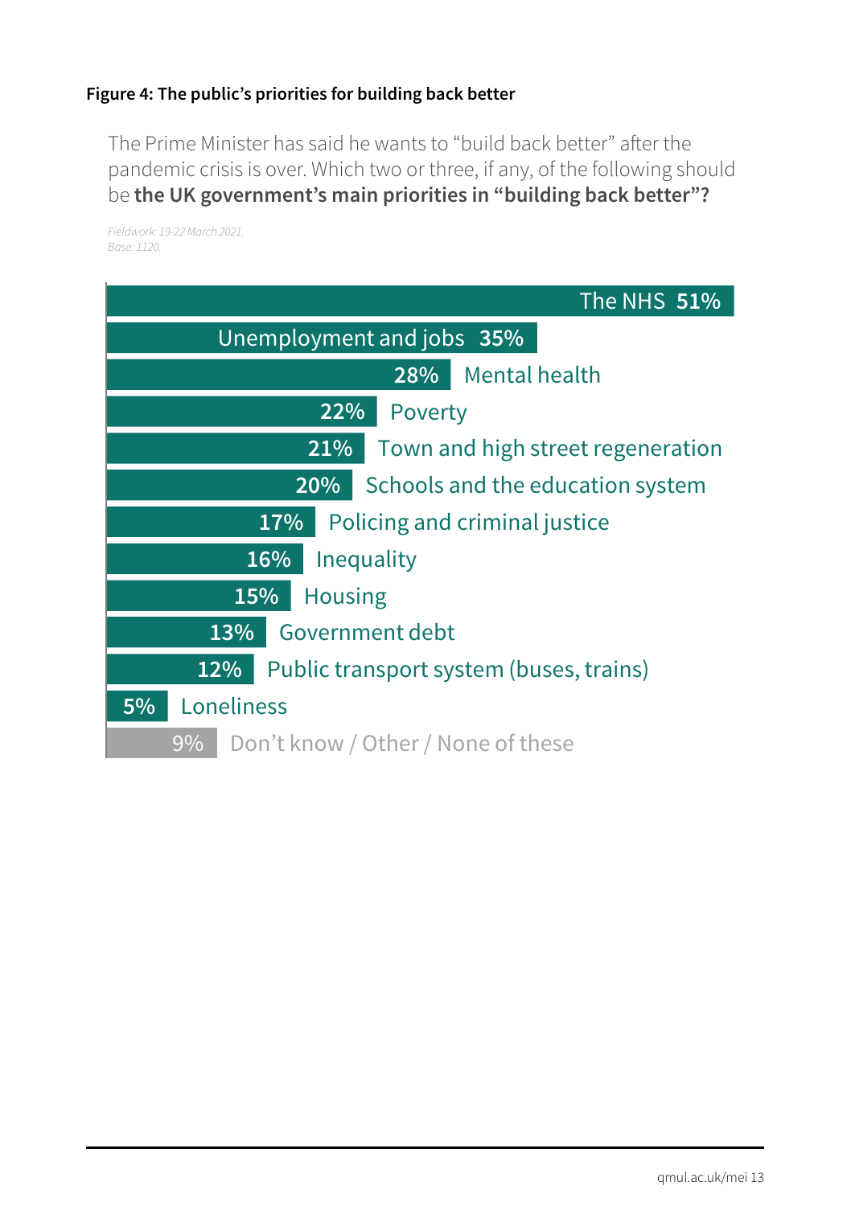**Figure 4: The public's priorities for building back better**

The Prime Minister has said he wants to "build back better" after the pandemic crisis is over. Which two or three, if any, of the following should be **the UK government's main priorities in "building back better"?**

*Fieldwork: 19-22 March 2021.*
*Base: 1120.*

| Priority | % |
|---|---|
| The NHS | 51% |
| Unemployment and jobs | 35% |
| Mental health | 28% |
| Poverty | 22% |
| Town and high street regeneration | 21% |
| Schools and the education system | 20% |
| Policing and criminal justice | 17% |
| Inequality | 16% |
| Housing | 15% |
| Government debt | 13% |
| Public transport system (buses, trains) | 12% |
| Loneliness | 5% |
| Don't know / Other / None of these | 9% |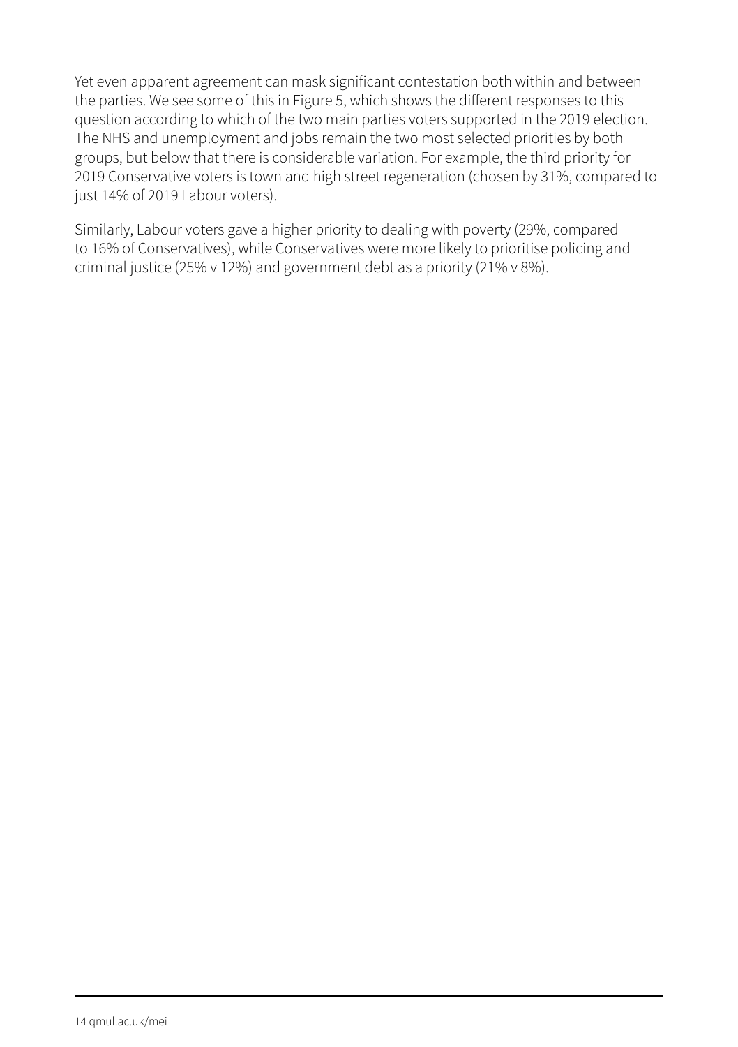Yet even apparent agreement can mask significant contestation both within and between the parties. We see some of this in Figure 5, which shows the different responses to this question according to which of the two main parties voters supported in the 2019 election. The NHS and unemployment and jobs remain the two most selected priorities by both groups, but below that there is considerable variation. For example, the third priority for 2019 Conservative voters is town and high street regeneration (chosen by 31%, compared to just 14% of 2019 Labour voters).

Similarly, Labour voters gave a higher priority to dealing with poverty (29%, compared to 16% of Conservatives), while Conservatives were more likely to prioritise policing and criminal justice (25% v 12%) and government debt as a priority (21% v 8%).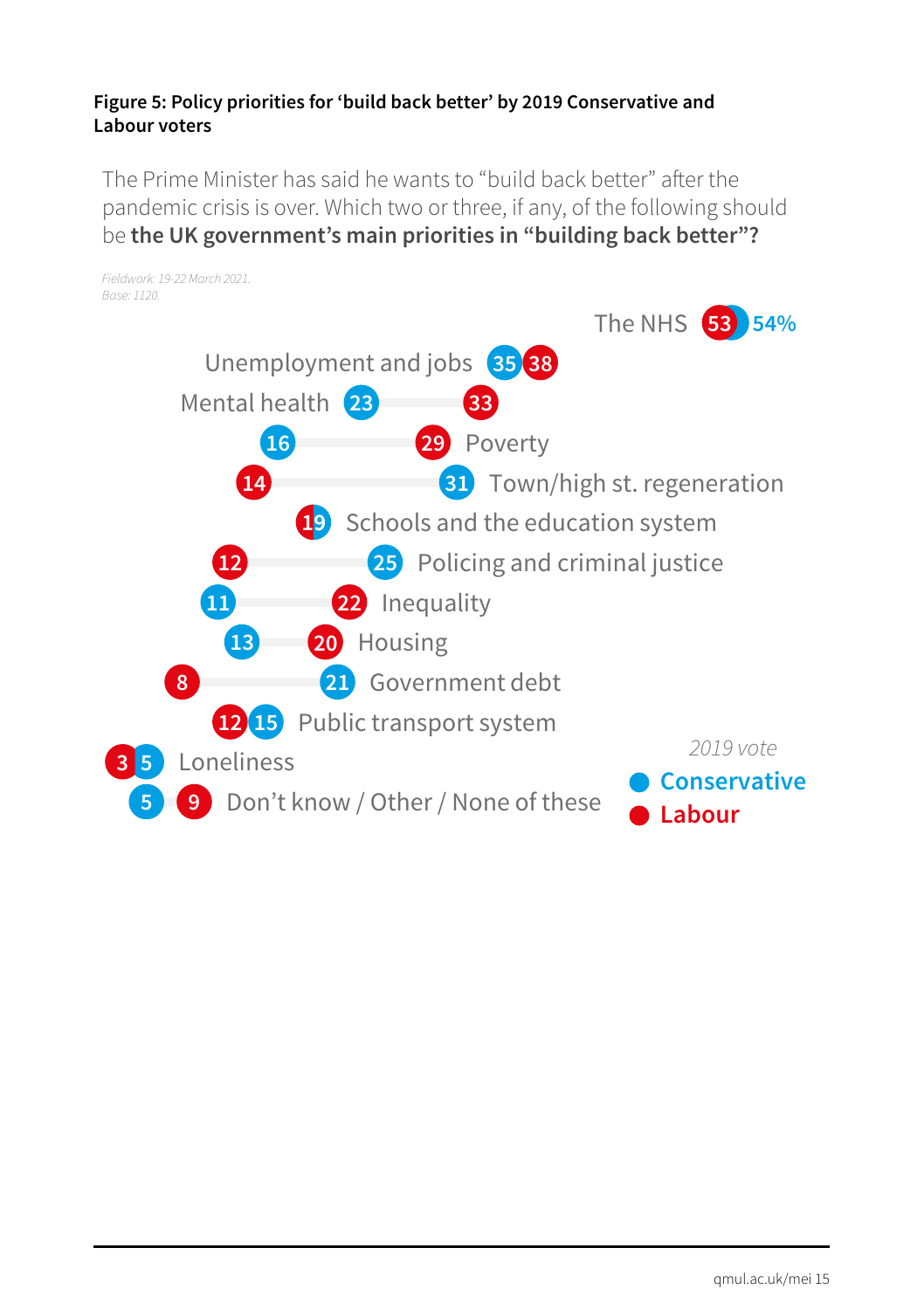**Figure 5: Policy priorities for 'build back better' by 2019 Conservative and Labour voters**

The Prime Minister has said he wants to "build back better" after the pandemic crisis is over. Which two or three, if any, of the following should be **the UK government's main priorities in "building back better"?**

*Fieldwork: 19-22 March 2021.*
*Base: 1120.*

| Priority | Conservative | Labour |
| --- | --- | --- |
| The NHS | 54% | 53 |
| Unemployment and jobs | 35 | 38 |
| Mental health | 23 | 33 |
| Poverty | 16 | 29 |
| Town/high st. regeneration | 31 | 14 |
| Schools and the education system | 19 | 19 |
| Policing and criminal justice | 25 | 12 |
| Inequality | 11 | 22 |
| Housing | 13 | 20 |
| Government debt | 21 | 8 |
| Public transport system | 15 | 12 |
| Loneliness | 5 | 3 |
| Don't know / Other / None of these | 5 | 9 |

*2019 vote*
Conservative
Labour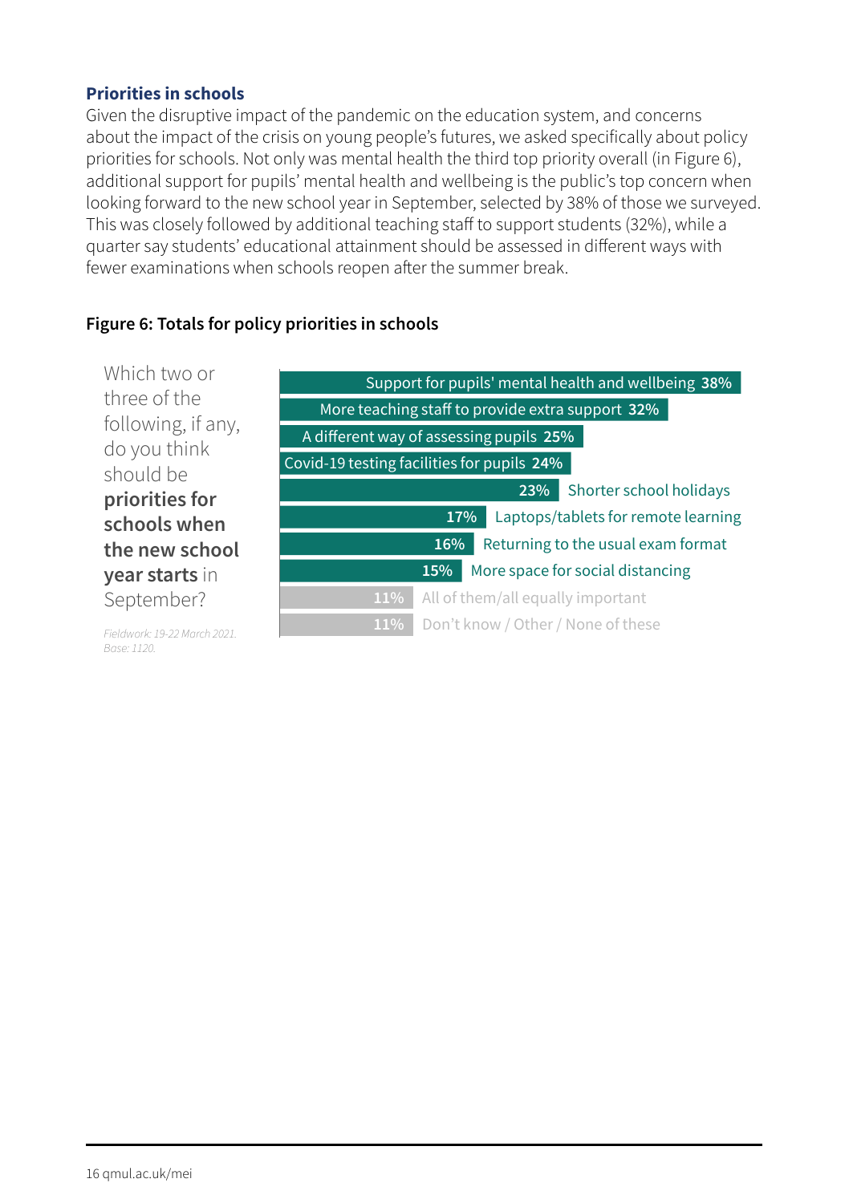### Priorities in schools

Given the disruptive impact of the pandemic on the education system, and concerns about the impact of the crisis on young people's futures, we asked specifically about policy priorities for schools. Not only was mental health the third top priority overall (in Figure 6), additional support for pupils' mental health and wellbeing is the public's top concern when looking forward to the new school year in September, selected by 38% of those we surveyed. This was closely followed by additional teaching staff to support students (32%), while a quarter say students' educational attainment should be assessed in different ways with fewer examinations when schools reopen after the summer break.

**Figure 6: Totals for policy priorities in schools**

Which two or three of the following, if any, do you think should be **priorities for schools when the new school year starts** in September?

| Priority | % |
| --- | --- |
| Support for pupils' mental health and wellbeing | 38% |
| More teaching staff to provide extra support | 32% |
| A different way of assessing pupils | 25% |
| Covid-19 testing facilities for pupils | 24% |
| Shorter school holidays | 23% |
| Laptops/tablets for remote learning | 17% |
| Returning to the usual exam format | 16% |
| More space for social distancing | 15% |
| All of them/all equally important | 11% |
| Don't know / Other / None of these | 11% |

*Fieldwork: 19-22 March 2021. Base: 1120.*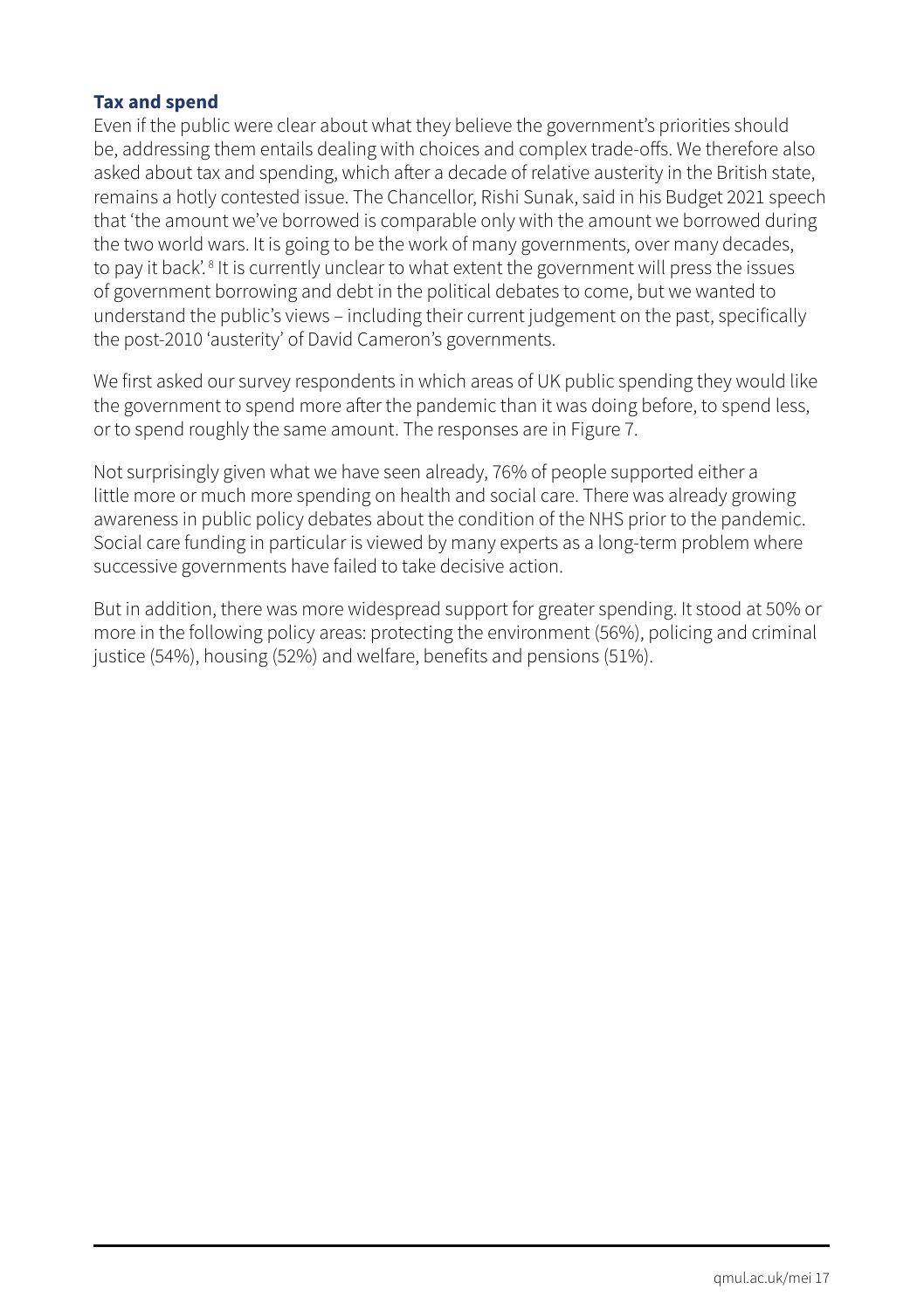## Tax and spend

Even if the public were clear about what they believe the government's priorities should be, addressing them entails dealing with choices and complex trade-offs. We therefore also asked about tax and spending, which after a decade of relative austerity in the British state, remains a hotly contested issue. The Chancellor, Rishi Sunak, said in his Budget 2021 speech that 'the amount we've borrowed is comparable only with the amount we borrowed during the two world wars. It is going to be the work of many governments, over many decades, to pay it back'.[8] It is currently unclear to what extent the government will press the issues of government borrowing and debt in the political debates to come, but we wanted to understand the public's views – including their current judgement on the past, specifically the post-2010 'austerity' of David Cameron's governments.

We first asked our survey respondents in which areas of UK public spending they would like the government to spend more after the pandemic than it was doing before, to spend less, or to spend roughly the same amount. The responses are in Figure 7.

Not surprisingly given what we have seen already, 76% of people supported either a little more or much more spending on health and social care. There was already growing awareness in public policy debates about the condition of the NHS prior to the pandemic. Social care funding in particular is viewed by many experts as a long-term problem where successive governments have failed to take decisive action.

But in addition, there was more widespread support for greater spending. It stood at 50% or more in the following policy areas: protecting the environment (56%), policing and criminal justice (54%), housing (52%) and welfare, benefits and pensions (51%).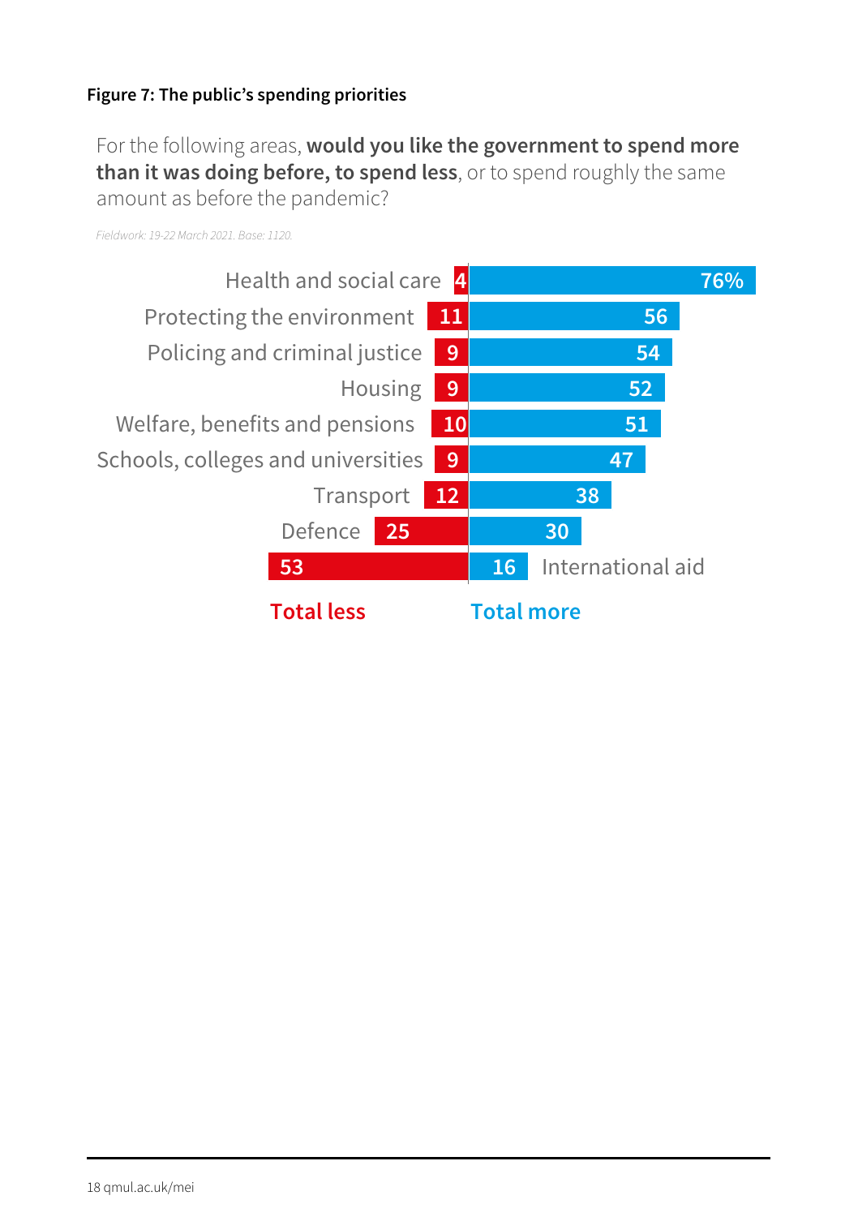**Figure 7: The public's spending priorities**

For the following areas, **would you like the government to spend more than it was doing before, to spend less**, or to spend roughly the same amount as before the pandemic?

*Fieldwork: 19-22 March 2021. Base: 1120.*

| | Total less | Total more |
|---|---|---|
| Health and social care | 4 | 76% |
| Protecting the environment | 11 | 56 |
| Policing and criminal justice | 9 | 54 |
| Housing | 9 | 52 |
| Welfare, benefits and pensions | 10 | 51 |
| Schools, colleges and universities | 9 | 47 |
| Transport | 12 | 38 |
| Defence | 25 | 30 |
| International aid | 53 | 16 |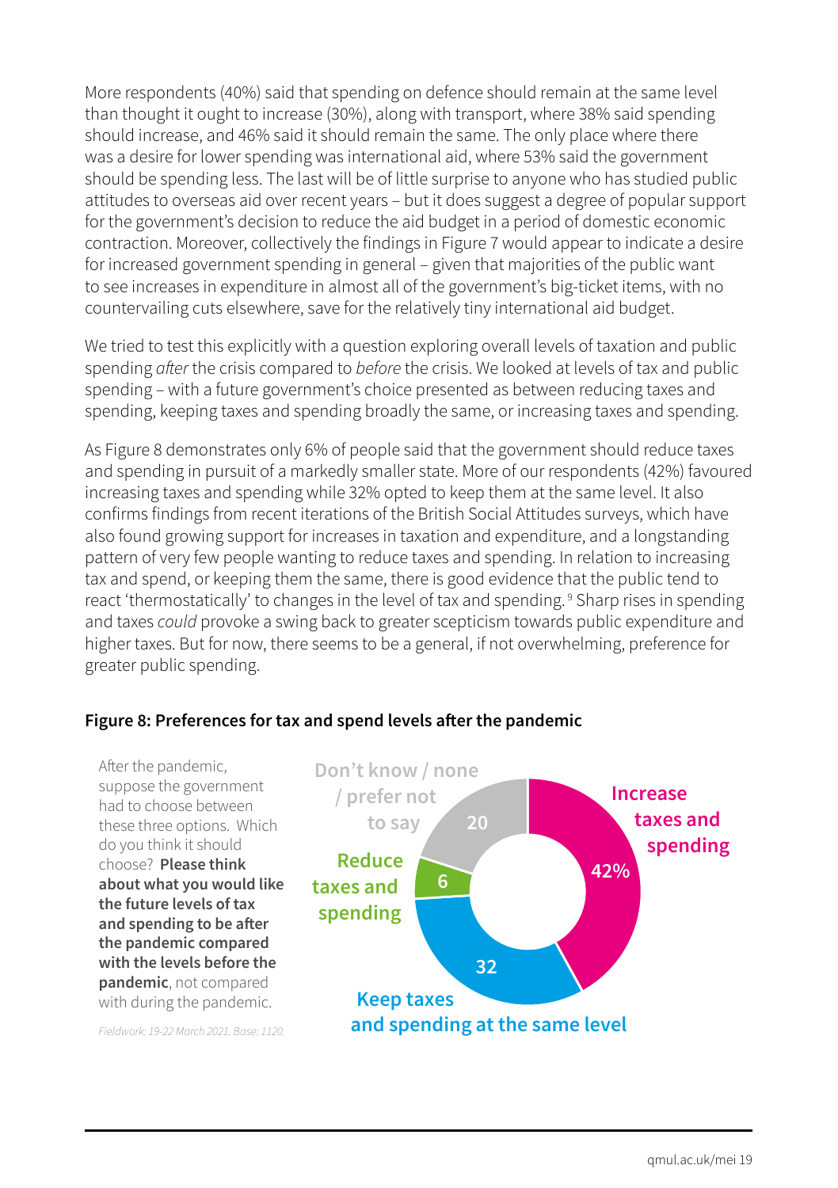More respondents (40%) said that spending on defence should remain at the same level than thought it ought to increase (30%), along with transport, where 38% said spending should increase, and 46% said it should remain the same. The only place where there was a desire for lower spending was international aid, where 53% said the government should be spending less. The last will be of little surprise to anyone who has studied public attitudes to overseas aid over recent years – but it does suggest a degree of popular support for the government's decision to reduce the aid budget in a period of domestic economic contraction. Moreover, collectively the findings in Figure 7 would appear to indicate a desire for increased government spending in general – given that majorities of the public want to see increases in expenditure in almost all of the government's big-ticket items, with no countervailing cuts elsewhere, save for the relatively tiny international aid budget.

We tried to test this explicitly with a question exploring overall levels of taxation and public spending *after* the crisis compared to *before* the crisis. We looked at levels of tax and public spending – with a future government's choice presented as between reducing taxes and spending, keeping taxes and spending broadly the same, or increasing taxes and spending.

As Figure 8 demonstrates only 6% of people said that the government should reduce taxes and spending in pursuit of a markedly smaller state. More of our respondents (42%) favoured increasing taxes and spending while 32% opted to keep them at the same level. It also confirms findings from recent iterations of the British Social Attitudes surveys, which have also found growing support for increases in taxation and expenditure, and a longstanding pattern of very few people wanting to reduce taxes and spending. In relation to increasing tax and spend, or keeping them the same, there is good evidence that the public tend to react 'thermostatically' to changes in the level of tax and spending.[9] Sharp rises in spending and taxes *could* provoke a swing back to greater scepticism towards public expenditure and higher taxes. But for now, there seems to be a general, if not overwhelming, preference for greater public spending.

**Figure 8: Preferences for tax and spend levels after the pandemic**

After the pandemic, suppose the government had to choose between these three options. Which do you think it should choose? **Please think about what you would like the future levels of tax and spending to be after the pandemic compared with the levels before the pandemic**, not compared with during the pandemic.

*Fieldwork: 19-22 March 2021. Base: 1120.*

| Response | % |
|---|---|
| Increase taxes and spending | 42% |
| Keep taxes and spending at the same level | 32 |
| Reduce taxes and spending | 6 |
| Don't know / none / prefer not to say | 20 |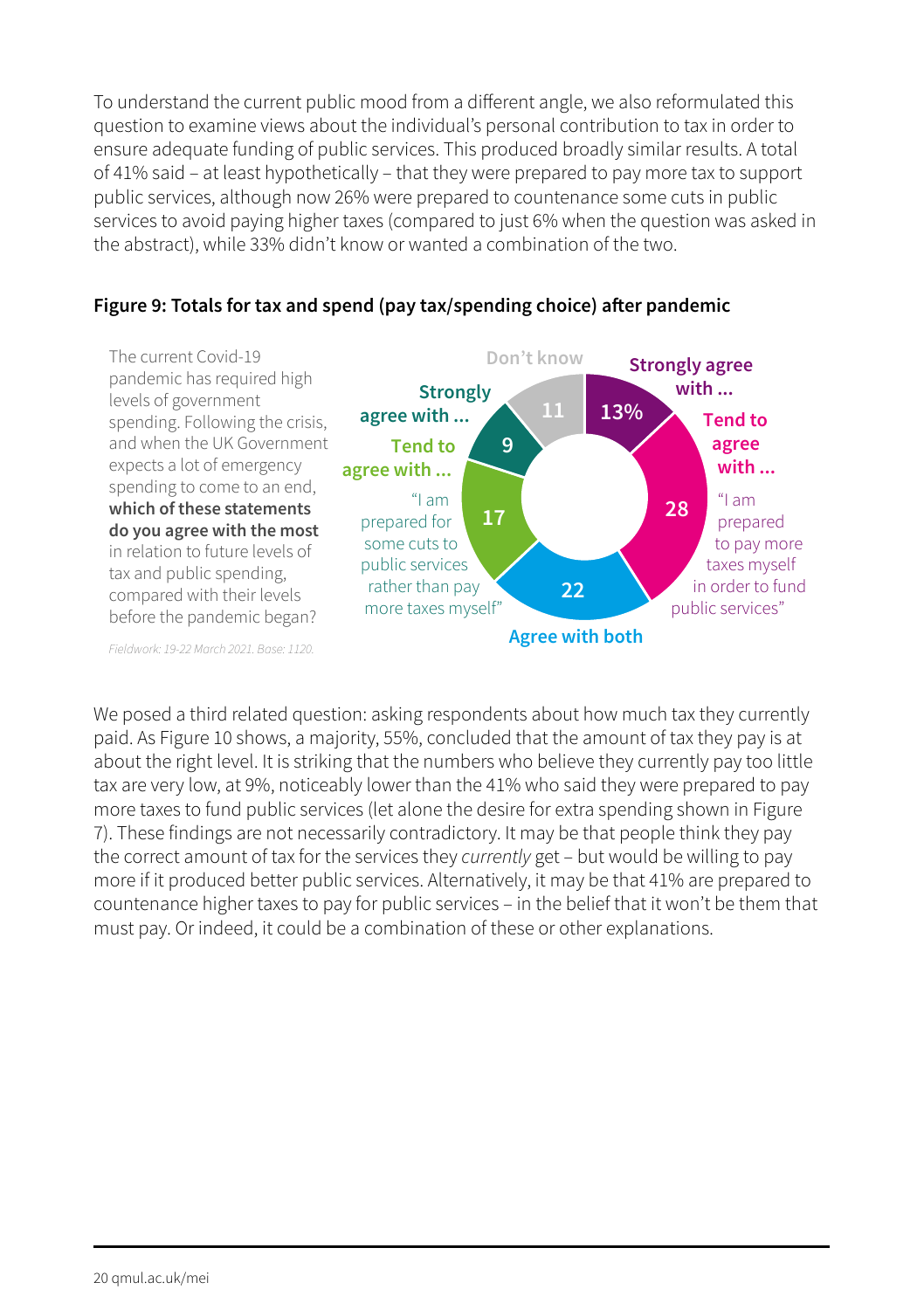To understand the current public mood from a different angle, we also reformulated this question to examine views about the individual's personal contribution to tax in order to ensure adequate funding of public services. This produced broadly similar results. A total of 41% said – at least hypothetically – that they were prepared to pay more tax to support public services, although now 26% were prepared to countenance some cuts in public services to avoid paying higher taxes (compared to just 6% when the question was asked in the abstract), while 33% didn't know or wanted a combination of the two.

**Figure 9: Totals for tax and spend (pay tax/spending choice) after pandemic**

The current Covid-19 pandemic has required high levels of government spending. Following the crisis, and when the UK Government expects a lot of emergency spending to come to an end, **which of these statements do you agree with the most** in relation to future levels of tax and public spending, compared with their levels before the pandemic began?

*Fieldwork: 19-22 March 2021. Base: 1120.*

| Response | % |
|---|---|
| Strongly agree with … "I am prepared to pay more taxes myself in order to fund public services" | 13% |
| Tend to agree with … "I am prepared to pay more taxes myself in order to fund public services" | 28 |
| Agree with both | 22 |
| Tend to agree with … "I am prepared for some cuts to public services rather than pay more taxes myself" | 17 |
| Strongly agree with … "I am prepared for some cuts to public services rather than pay more taxes myself" | 9 |
| Don't know | 11 |

We posed a third related question: asking respondents about how much tax they currently paid. As Figure 10 shows, a majority, 55%, concluded that the amount of tax they pay is at about the right level. It is striking that the numbers who believe they currently pay too little tax are very low, at 9%, noticeably lower than the 41% who said they were prepared to pay more taxes to fund public services (let alone the desire for extra spending shown in Figure 7). These findings are not necessarily contradictory. It may be that people think they pay the correct amount of tax for the services they *currently* get – but would be willing to pay more if it produced better public services. Alternatively, it may be that 41% are prepared to countenance higher taxes to pay for public services – in the belief that it won't be them that must pay. Or indeed, it could be a combination of these or other explanations.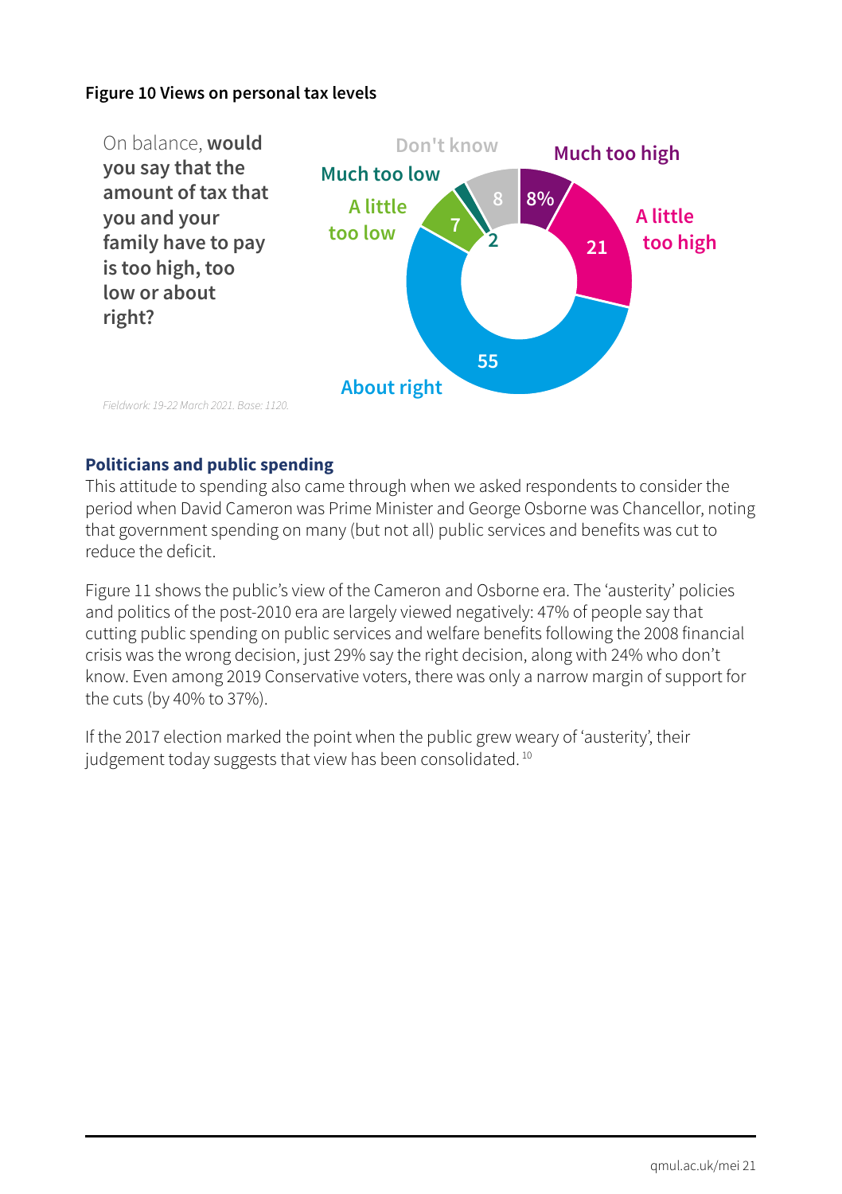**Figure 10 Views on personal tax levels**

On balance, **would you say that the amount of tax that you and your family have to pay is too high, too low or about right?**

| Response | % |
|---|---|
| Much too high | 8 |
| A little too high | 21 |
| About right | 55 |
| A little too low | 7 |
| Much too low | 2 |
| Don't know | 8 |

*Fieldwork: 19-22 March 2021. Base: 1120.*

### Politicians and public spending

This attitude to spending also came through when we asked respondents to consider the period when David Cameron was Prime Minister and George Osborne was Chancellor, noting that government spending on many (but not all) public services and benefits was cut to reduce the deficit.

Figure 11 shows the public's view of the Cameron and Osborne era. The 'austerity' policies and politics of the post-2010 era are largely viewed negatively: 47% of people say that cutting public spending on public services and welfare benefits following the 2008 financial crisis was the wrong decision, just 29% say the right decision, along with 24% who don't know. Even among 2019 Conservative voters, there was only a narrow margin of support for the cuts (by 40% to 37%).

If the 2017 election marked the point when the public grew weary of 'austerity', their judgement today suggests that view has been consolidated. [10]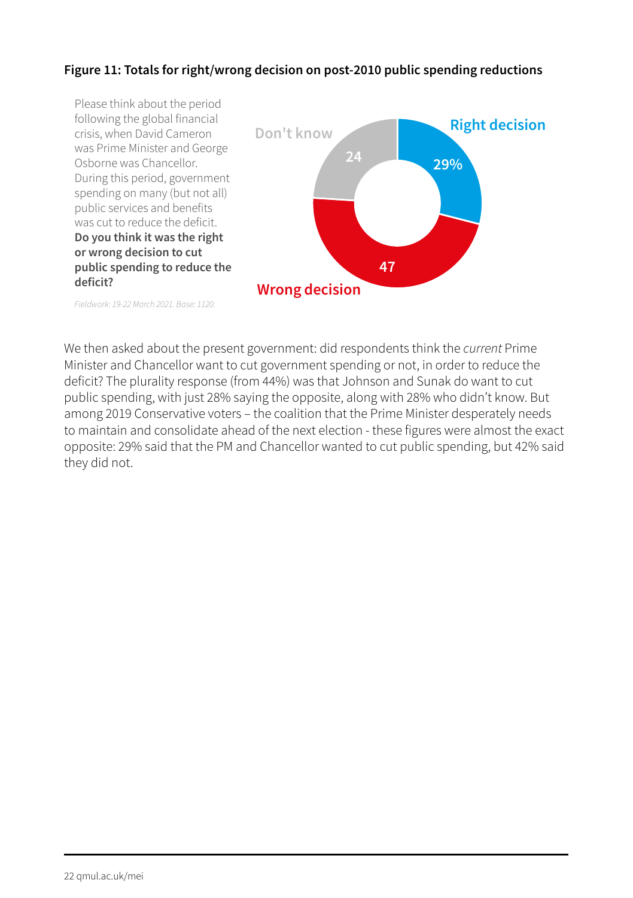**Figure 11: Totals for right/wrong decision on post-2010 public spending reductions**

Please think about the period following the global financial crisis, when David Cameron was Prime Minister and George Osborne was Chancellor. During this period, government spending on many (but not all) public services and benefits was cut to reduce the deficit. **Do you think it was the right or wrong decision to cut public spending to reduce the deficit?**

*Fieldwork: 19-22 March 2021. Base: 1120.*

| Response | % |
|---|---|
| Right decision | 29% |
| Wrong decision | 47 |
| Don't know | 24 |

We then asked about the present government: did respondents think the *current* Prime Minister and Chancellor want to cut government spending or not, in order to reduce the deficit? The plurality response (from 44%) was that Johnson and Sunak do want to cut public spending, with just 28% saying the opposite, along with 28% who didn't know. But among 2019 Conservative voters – the coalition that the Prime Minister desperately needs to maintain and consolidate ahead of the next election - these figures were almost the exact opposite: 29% said that the PM and Chancellor wanted to cut public spending, but 42% said they did not.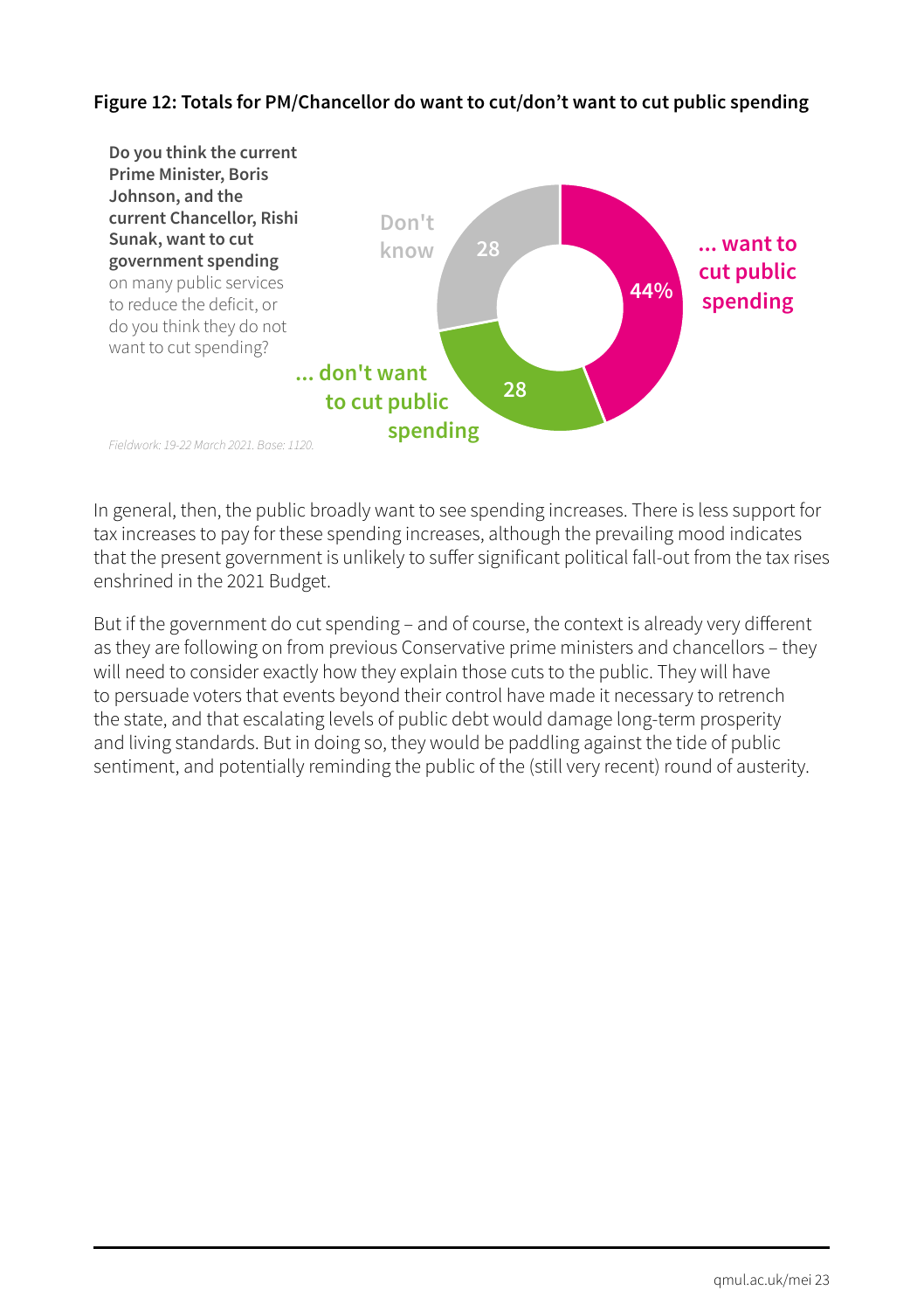**Figure 12: Totals for PM/Chancellor do want to cut/don't want to cut public spending**

**Do you think the current Prime Minister, Boris Johnson, and the current Chancellor, Rishi Sunak, want to cut government spending** on many public services to reduce the deficit, or do you think they do not want to cut spending?

| Response | % |
|---|---|
| ... want to cut public spending | 44% |
| ... don't want to cut public spending | 28 |
| Don't know | 28 |

*Fieldwork: 19-22 March 2021. Base: 1120.*

In general, then, the public broadly want to see spending increases. There is less support for tax increases to pay for these spending increases, although the prevailing mood indicates that the present government is unlikely to suffer significant political fall-out from the tax rises enshrined in the 2021 Budget.

But if the government do cut spending – and of course, the context is already very different as they are following on from previous Conservative prime ministers and chancellors – they will need to consider exactly how they explain those cuts to the public. They will have to persuade voters that events beyond their control have made it necessary to retrench the state, and that escalating levels of public debt would damage long-term prosperity and living standards. But in doing so, they would be paddling against the tide of public sentiment, and potentially reminding the public of the (still very recent) round of austerity.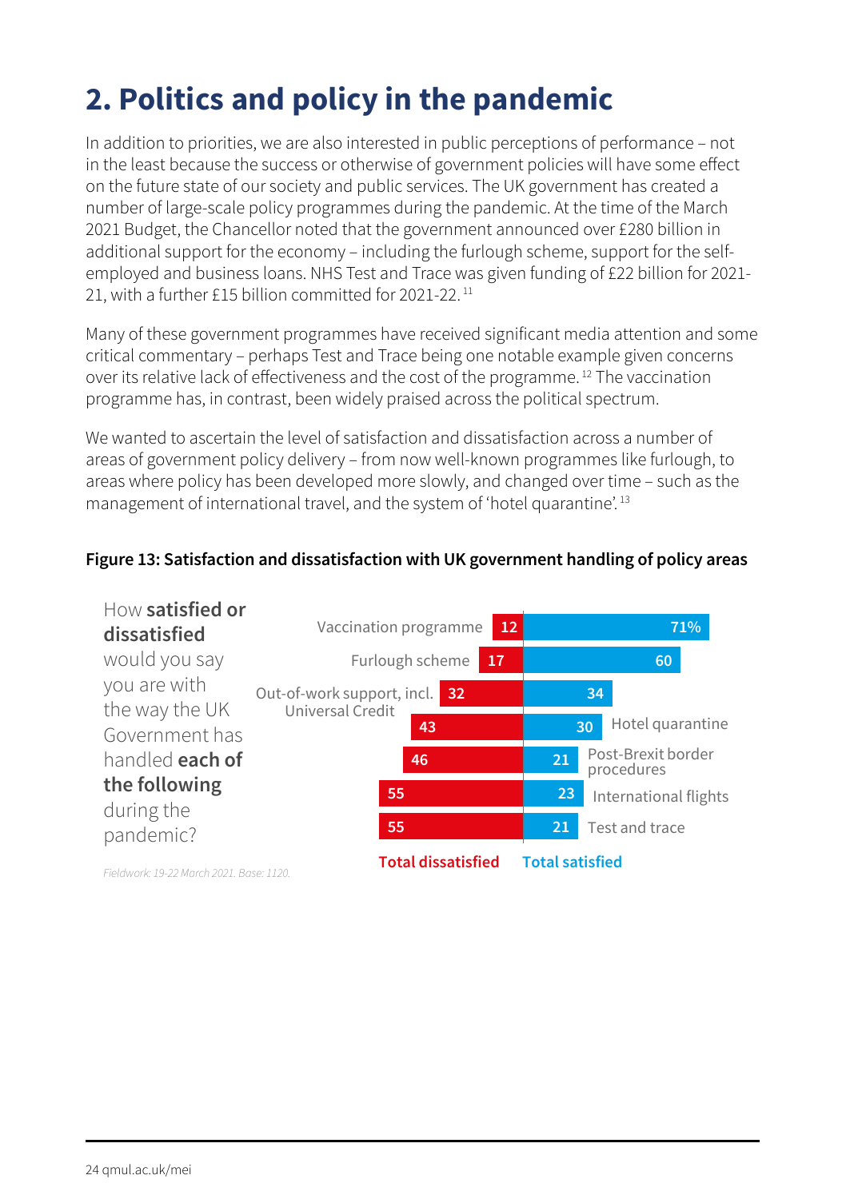## 2. Politics and policy in the pandemic

In addition to priorities, we are also interested in public perceptions of performance – not in the least because the success or otherwise of government policies will have some effect on the future state of our society and public services. The UK government has created a number of large-scale policy programmes during the pandemic. At the time of the March 2021 Budget, the Chancellor noted that the government announced over £280 billion in additional support for the economy – including the furlough scheme, support for the self-employed and business loans. NHS Test and Trace was given funding of £22 billion for 2021-21, with a further £15 billion committed for 2021-22.[11]

Many of these government programmes have received significant media attention and some critical commentary – perhaps Test and Trace being one notable example given concerns over its relative lack of effectiveness and the cost of the programme.[12] The vaccination programme has, in contrast, been widely praised across the political spectrum.

We wanted to ascertain the level of satisfaction and dissatisfaction across a number of areas of government policy delivery – from now well-known programmes like furlough, to areas where policy has been developed more slowly, and changed over time – such as the management of international travel, and the system of 'hotel quarantine'.[13]

**Figure 13: Satisfaction and dissatisfaction with UK government handling of policy areas**

How **satisfied or dissatisfied** would you say you are with the way the UK Government has handled **each of the following** during the pandemic?

| Policy area | Total dissatisfied | Total satisfied |
|---|---|---|
| Vaccination programme | 12 | 71% |
| Furlough scheme | 17 | 60 |
| Out-of-work support, incl. Universal Credit | 32 | 34 |
| Hotel quarantine | 43 | 30 |
| Post-Brexit border procedures | 46 | 21 |
| International flights | 55 | 23 |
| Test and trace | 55 | 21 |

*Fieldwork: 19-22 March 2021. Base: 1120.*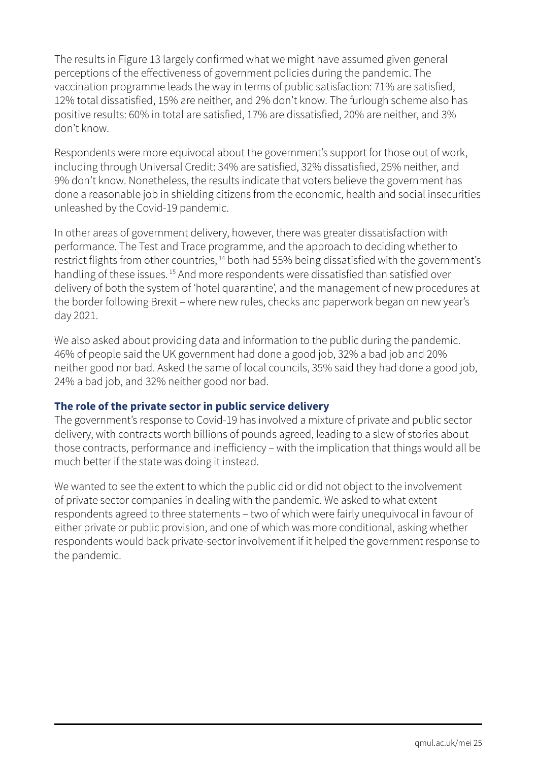The results in Figure 13 largely confirmed what we might have assumed given general perceptions of the effectiveness of government policies during the pandemic. The vaccination programme leads the way in terms of public satisfaction: 71% are satisfied, 12% total dissatisfied, 15% are neither, and 2% don't know. The furlough scheme also has positive results: 60% in total are satisfied, 17% are dissatisfied, 20% are neither, and 3% don't know.

Respondents were more equivocal about the government's support for those out of work, including through Universal Credit: 34% are satisfied, 32% dissatisfied, 25% neither, and 9% don't know. Nonetheless, the results indicate that voters believe the government has done a reasonable job in shielding citizens from the economic, health and social insecurities unleashed by the Covid-19 pandemic.

In other areas of government delivery, however, there was greater dissatisfaction with performance. The Test and Trace programme, and the approach to deciding whether to restrict flights from other countries,[14] both had 55% being dissatisfied with the government's handling of these issues.[15] And more respondents were dissatisfied than satisfied over delivery of both the system of 'hotel quarantine', and the management of new procedures at the border following Brexit – where new rules, checks and paperwork began on new year's day 2021.

We also asked about providing data and information to the public during the pandemic. 46% of people said the UK government had done a good job, 32% a bad job and 20% neither good nor bad. Asked the same of local councils, 35% said they had done a good job, 24% a bad job, and 32% neither good nor bad.

### The role of the private sector in public service delivery

The government's response to Covid-19 has involved a mixture of private and public sector delivery, with contracts worth billions of pounds agreed, leading to a slew of stories about those contracts, performance and inefficiency – with the implication that things would all be much better if the state was doing it instead.

We wanted to see the extent to which the public did or did not object to the involvement of private sector companies in dealing with the pandemic. We asked to what extent respondents agreed to three statements – two of which were fairly unequivocal in favour of either private or public provision, and one of which was more conditional, asking whether respondents would back private-sector involvement if it helped the government response to the pandemic.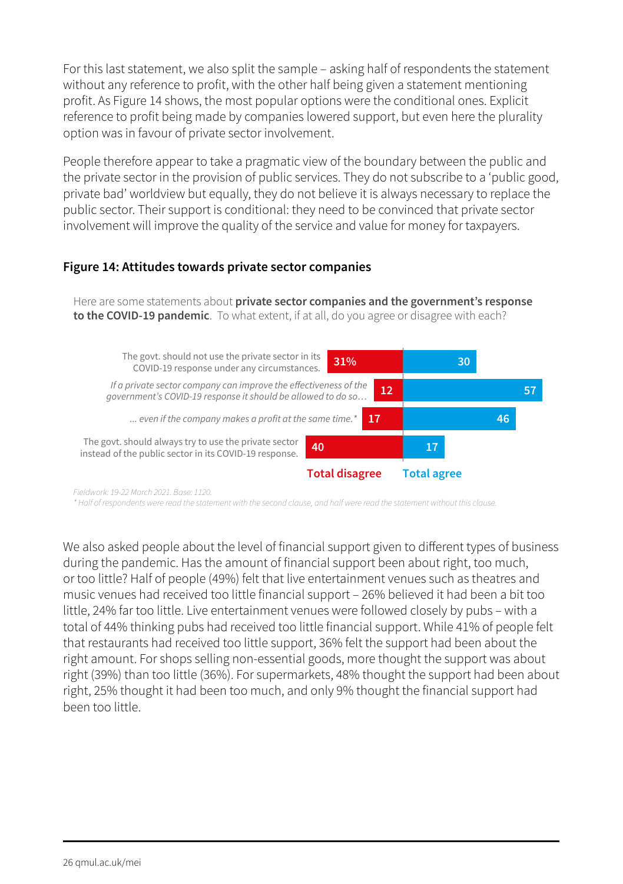For this last statement, we also split the sample – asking half of respondents the statement without any reference to profit, with the other half being given a statement mentioning profit. As Figure 14 shows, the most popular options were the conditional ones. Explicit reference to profit being made by companies lowered support, but even here the plurality option was in favour of private sector involvement.

People therefore appear to take a pragmatic view of the boundary between the public and the private sector in the provision of public services. They do not subscribe to a 'public good, private bad' worldview but equally, they do not believe it is always necessary to replace the public sector. Their support is conditional: they need to be convinced that private sector involvement will improve the quality of the service and value for money for taxpayers.

### Figure 14: Attitudes towards private sector companies

Here are some statements about **private sector companies and the government's response to the COVID-19 pandemic**. To what extent, if at all, do you agree or disagree with each?

| Statement | Total disagree | Total agree |
|---|---|---|
| The govt. should not use the private sector in its COVID-19 response under any circumstances. | 31% | 30 |
| *If a private sector company can improve the effectiveness of the government's COVID-19 response it should be allowed to do so…* | 12 | 57 |
| *… even if the company makes a profit at the same time.** | 17 | 46 |
| The govt. should always try to use the private sector instead of the public sector in its COVID-19 response. | 40 | 17 |

*Fieldwork: 19-22 March 2021. Base: 1120.*
*\* Half of respondents were read the statement with the second clause, and half were read the statement without this clause.*

We also asked people about the level of financial support given to different types of business during the pandemic. Has the amount of financial support been about right, too much, or too little? Half of people (49%) felt that live entertainment venues such as theatres and music venues had received too little financial support – 26% believed it had been a bit too little, 24% far too little. Live entertainment venues were followed closely by pubs – with a total of 44% thinking pubs had received too little financial support. While 41% of people felt that restaurants had received too little support, 36% felt the support had been about the right amount. For shops selling non-essential goods, more thought the support was about right (39%) than too little (36%). For supermarkets, 48% thought the support had been about right, 25% thought it had been too much, and only 9% thought the financial support had been too little.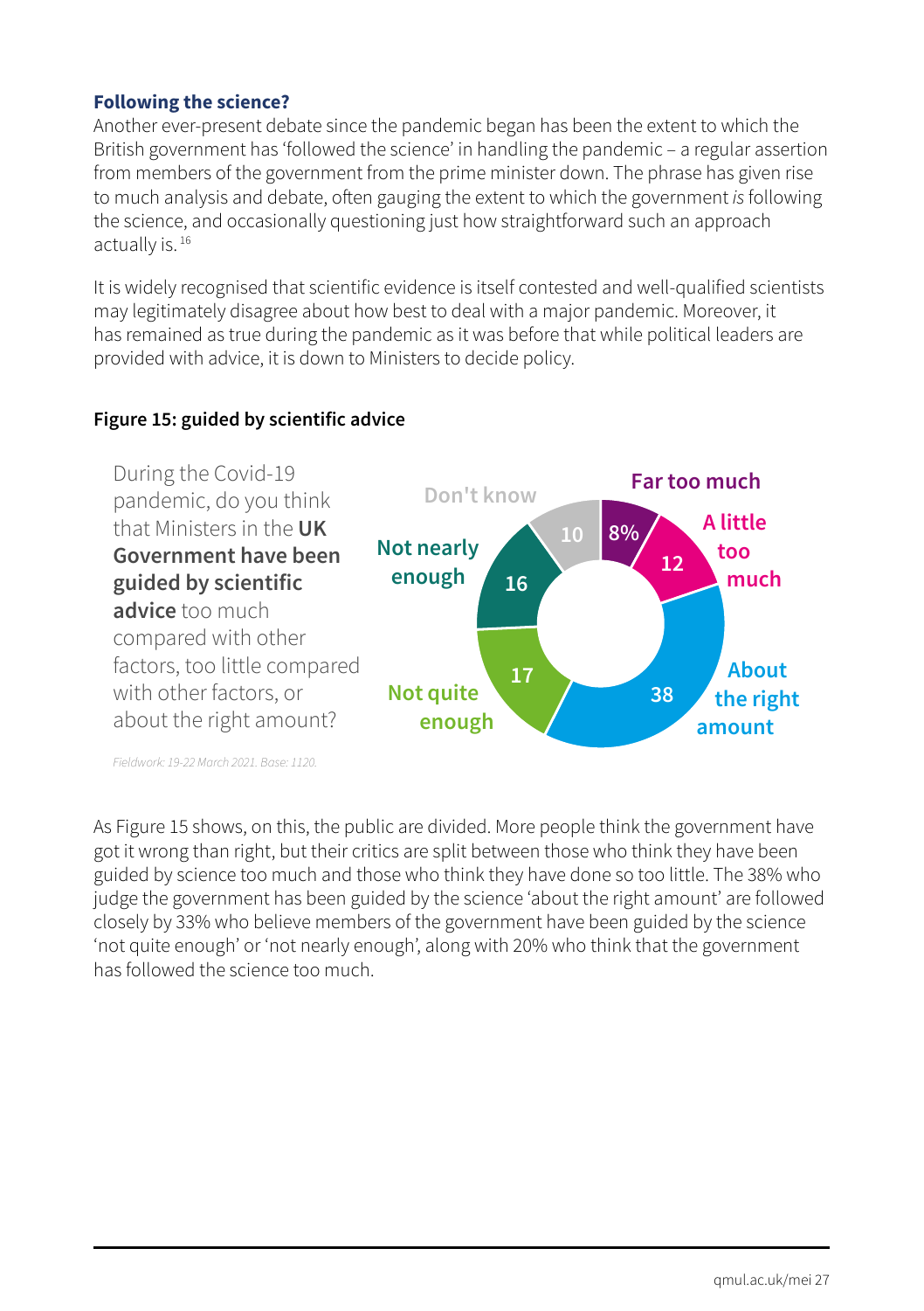### Following the science?

Another ever-present debate since the pandemic began has been the extent to which the British government has 'followed the science' in handling the pandemic – a regular assertion from members of the government from the prime minister down. The phrase has given rise to much analysis and debate, often gauging the extent to which the government *is* following the science, and occasionally questioning just how straightforward such an approach actually is.[16]

It is widely recognised that scientific evidence is itself contested and well-qualified scientists may legitimately disagree about how best to deal with a major pandemic. Moreover, it has remained as true during the pandemic as it was before that while political leaders are provided with advice, it is down to Ministers to decide policy.

**Figure 15: guided by scientific advice**

During the Covid-19 pandemic, do you think that Ministers in the **UK Government have been guided by scientific advice** too much compared with other factors, too little compared with other factors, or about the right amount?

| Response | % |
|---|---|
| Far too much | 8 |
| A little too much | 12 |
| About the right amount | 38 |
| Not quite enough | 17 |
| Not nearly enough | 16 |
| Don't know | 10 |

*Fieldwork: 19-22 March 2021. Base: 1120.*

As Figure 15 shows, on this, the public are divided. More people think the government have got it wrong than right, but their critics are split between those who think they have been guided by science too much and those who think they have done so too little. The 38% who judge the government has been guided by the science 'about the right amount' are followed closely by 33% who believe members of the government have been guided by the science 'not quite enough' or 'not nearly enough', along with 20% who think that the government has followed the science too much.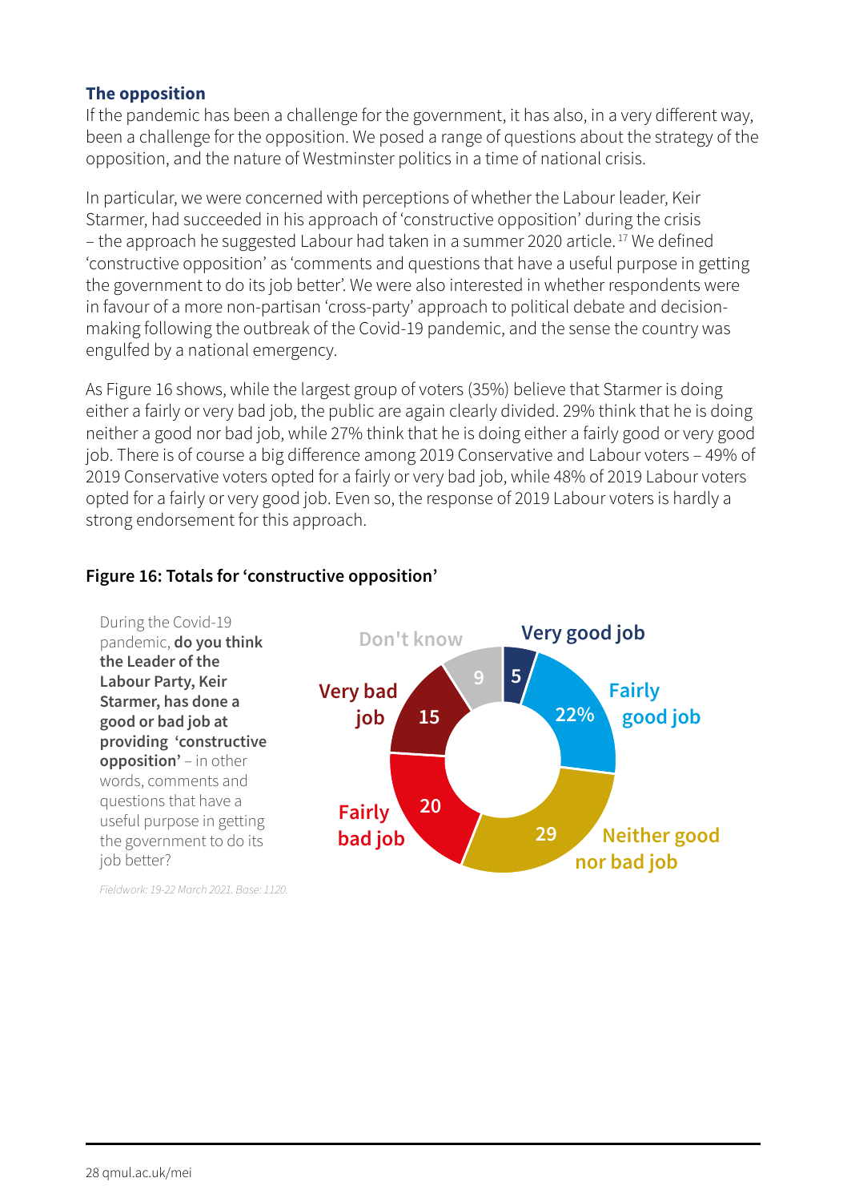### The opposition

If the pandemic has been a challenge for the government, it has also, in a very different way, been a challenge for the opposition. We posed a range of questions about the strategy of the opposition, and the nature of Westminster politics in a time of national crisis.

In particular, we were concerned with perceptions of whether the Labour leader, Keir Starmer, had succeeded in his approach of 'constructive opposition' during the crisis – the approach he suggested Labour had taken in a summer 2020 article.[17] We defined 'constructive opposition' as 'comments and questions that have a useful purpose in getting the government to do its job better'. We were also interested in whether respondents were in favour of a more non-partisan 'cross-party' approach to political debate and decision-making following the outbreak of the Covid-19 pandemic, and the sense the country was engulfed by a national emergency.

As Figure 16 shows, while the largest group of voters (35%) believe that Starmer is doing either a fairly or very bad job, the public are again clearly divided. 29% think that he is doing neither a good nor bad job, while 27% think that he is doing either a fairly good or very good job. There is of course a big difference among 2019 Conservative and Labour voters – 49% of 2019 Conservative voters opted for a fairly or very bad job, while 48% of 2019 Labour voters opted for a fairly or very good job. Even so, the response of 2019 Labour voters is hardly a strong endorsement for this approach.

**Figure 16: Totals for 'constructive opposition'**

During the Covid-19 pandemic, **do you think the Leader of the Labour Party, Keir Starmer, has done a good or bad job at providing 'constructive opposition'** – in other words, comments and questions that have a useful purpose in getting the government to do its job better?

| Response | % |
|---|---|
| Very good job | 5 |
| Fairly good job | 22 |
| Neither good nor bad job | 29 |
| Fairly bad job | 20 |
| Very bad job | 15 |
| Don't know | 9 |

*Fieldwork: 19-22 March 2021. Base: 1120.*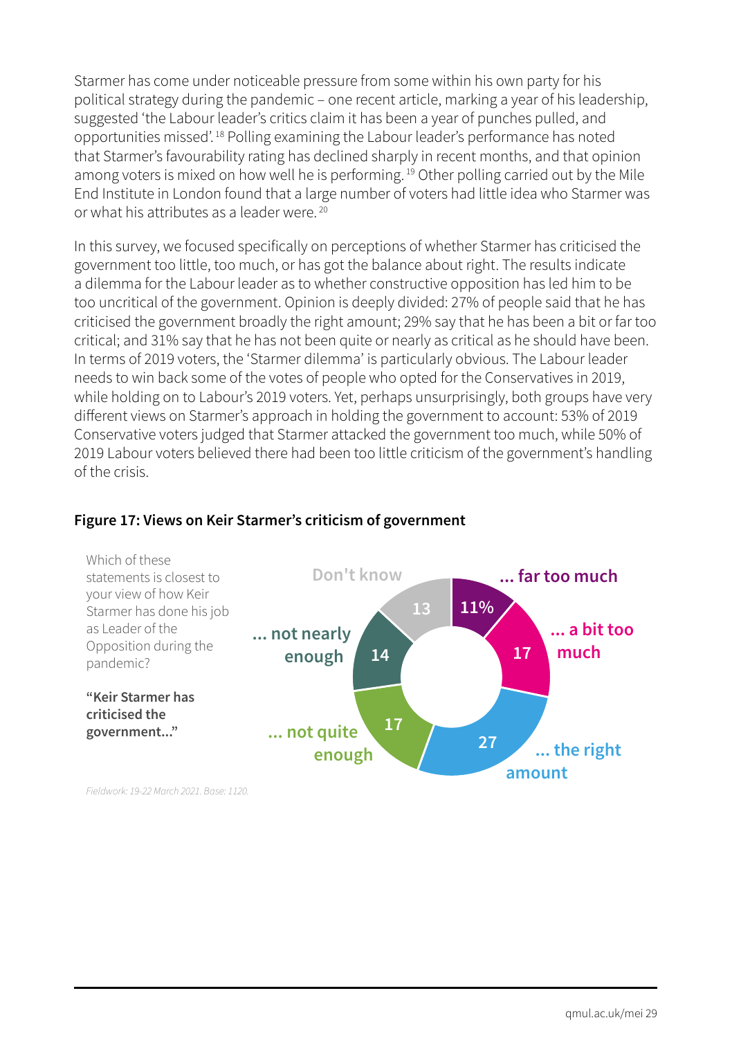Starmer has come under noticeable pressure from some within his own party for his political strategy during the pandemic – one recent article, marking a year of his leadership, suggested 'the Labour leader's critics claim it has been a year of punches pulled, and opportunities missed'.[18] Polling examining the Labour leader's performance has noted that Starmer's favourability rating has declined sharply in recent months, and that opinion among voters is mixed on how well he is performing.[19] Other polling carried out by the Mile End Institute in London found that a large number of voters had little idea who Starmer was or what his attributes as a leader were.[20]

In this survey, we focused specifically on perceptions of whether Starmer has criticised the government too little, too much, or has got the balance about right. The results indicate a dilemma for the Labour leader as to whether constructive opposition has led him to be too uncritical of the government. Opinion is deeply divided: 27% of people said that he has criticised the government broadly the right amount; 29% say that he has been a bit or far too critical; and 31% say that he has not been quite or nearly as critical as he should have been. In terms of 2019 voters, the 'Starmer dilemma' is particularly obvious. The Labour leader needs to win back some of the votes of people who opted for the Conservatives in 2019, while holding on to Labour's 2019 voters. Yet, perhaps unsurprisingly, both groups have very different views on Starmer's approach in holding the government to account: 53% of 2019 Conservative voters judged that Starmer attacked the government too much, while 50% of 2019 Labour voters believed there had been too little criticism of the government's handling of the crisis.

**Figure 17: Views on Keir Starmer's criticism of government**

Which of these statements is closest to your view of how Keir Starmer has done his job as Leader of the Opposition during the pandemic?

**"Keir Starmer has criticised the government..."**

| Response | % |
|---|---|
| ... far too much | 11 |
| ... a bit too much | 17 |
| ... the right amount | 27 |
| ... not quite enough | 17 |
| ... not nearly enough | 14 |
| Don't know | 13 |

*Fieldwork: 19-22 March 2021. Base: 1120.*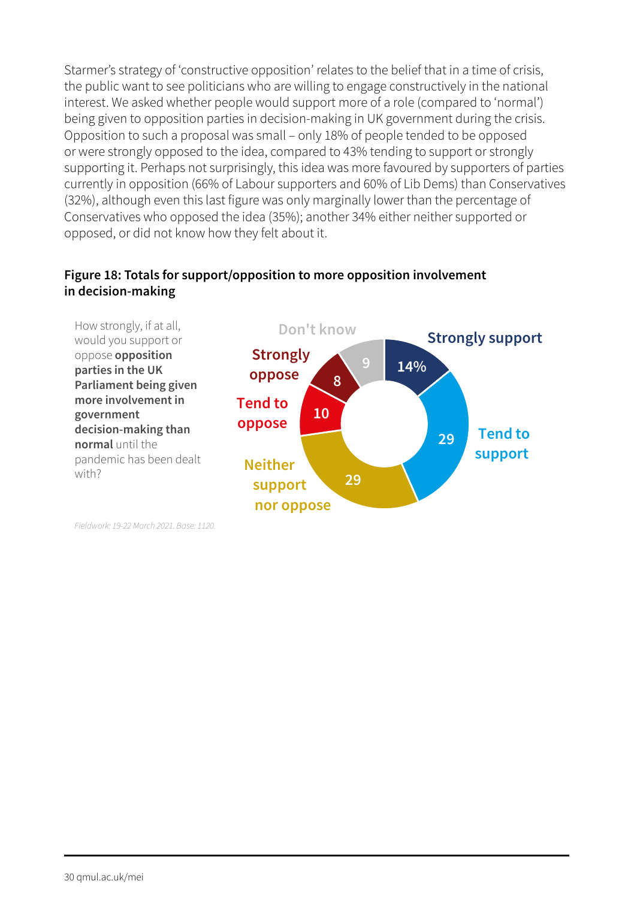Starmer's strategy of 'constructive opposition' relates to the belief that in a time of crisis, the public want to see politicians who are willing to engage constructively in the national interest. We asked whether people would support more of a role (compared to 'normal') being given to opposition parties in decision-making in UK government during the crisis. Opposition to such a proposal was small – only 18% of people tended to be opposed or were strongly opposed to the idea, compared to 43% tending to support or strongly supporting it. Perhaps not surprisingly, this idea was more favoured by supporters of parties currently in opposition (66% of Labour supporters and 60% of Lib Dems) than Conservatives (32%), although even this last figure was only marginally lower than the percentage of Conservatives who opposed the idea (35%); another 34% either neither supported or opposed, or did not know how they felt about it.

**Figure 18: Totals for support/opposition to more opposition involvement in decision-making**

How strongly, if at all, would you support or oppose **opposition parties in the UK Parliament being given more involvement in government decision-making than normal** until the pandemic has been dealt with?

| Response | % |
|---|---|
| Strongly support | 14% |
| Tend to support | 29 |
| Neither support nor oppose | 29 |
| Tend to oppose | 10 |
| Strongly oppose | 8 |
| Don't know | 9 |

*Fieldwork: 19-22 March 2021. Base: 1120.*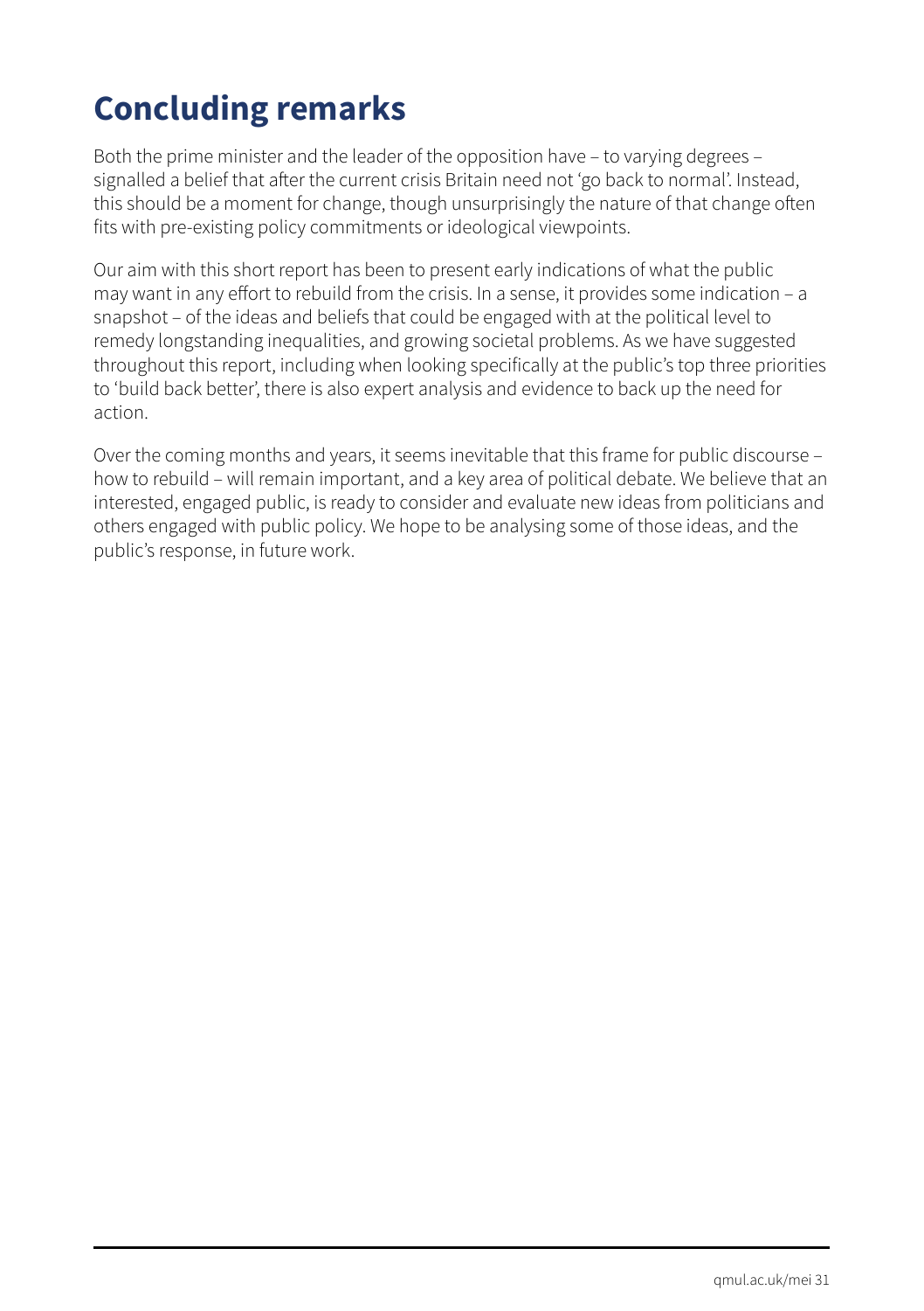# Concluding remarks

Both the prime minister and the leader of the opposition have – to varying degrees – signalled a belief that after the current crisis Britain need not 'go back to normal'. Instead, this should be a moment for change, though unsurprisingly the nature of that change often fits with pre-existing policy commitments or ideological viewpoints.

Our aim with this short report has been to present early indications of what the public may want in any effort to rebuild from the crisis. In a sense, it provides some indication – a snapshot – of the ideas and beliefs that could be engaged with at the political level to remedy longstanding inequalities, and growing societal problems. As we have suggested throughout this report, including when looking specifically at the public's top three priorities to 'build back better', there is also expert analysis and evidence to back up the need for action.

Over the coming months and years, it seems inevitable that this frame for public discourse – how to rebuild – will remain important, and a key area of political debate. We believe that an interested, engaged public, is ready to consider and evaluate new ideas from politicians and others engaged with public policy. We hope to be analysing some of those ideas, and the public's response, in future work.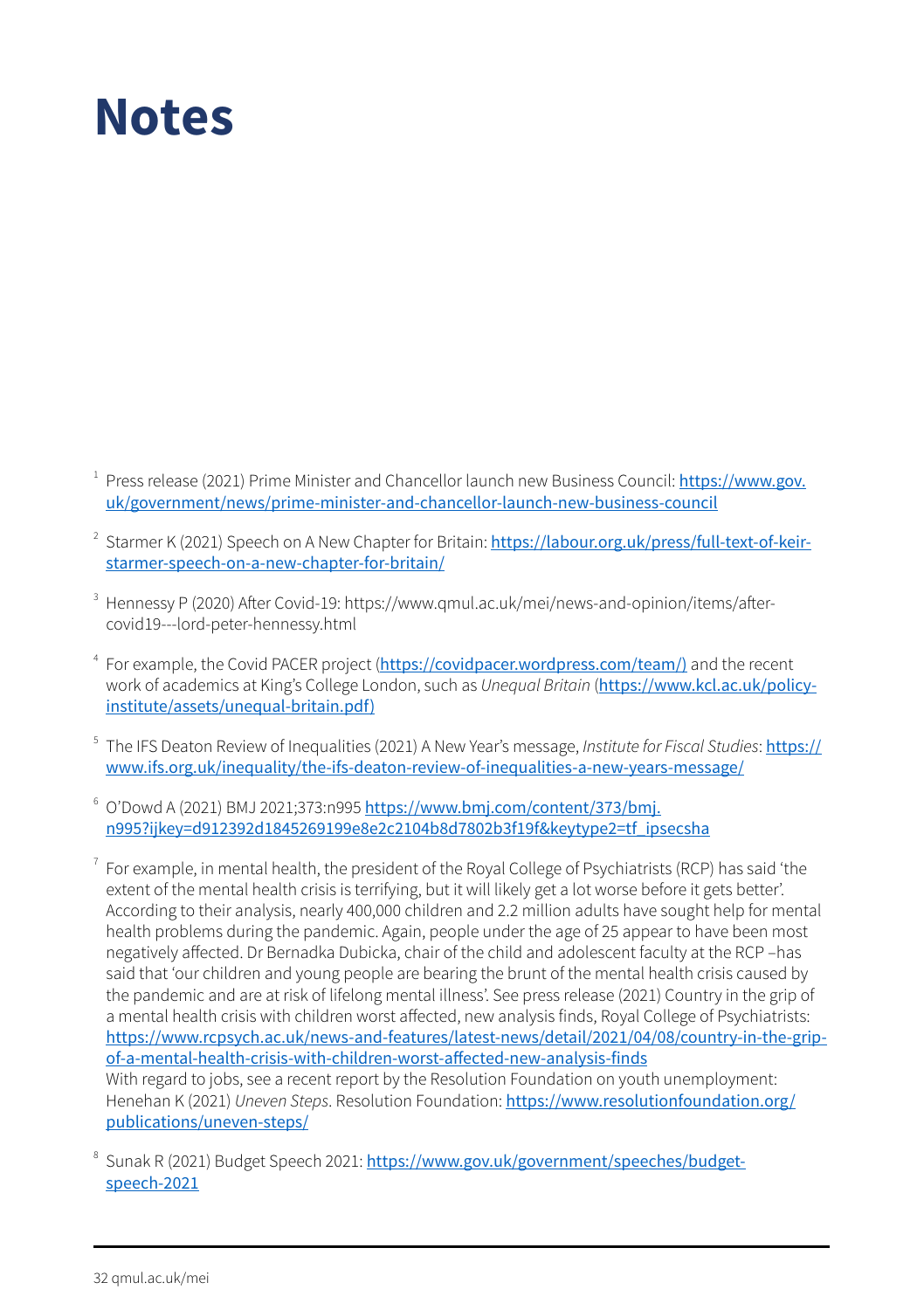# Notes

[1] Press release (2021) Prime Minister and Chancellor launch new Business Council: https://www.gov.uk/government/news/prime-minister-and-chancellor-launch-new-business-council

[2] Starmer K (2021) Speech on A New Chapter for Britain: https://labour.org.uk/press/full-text-of-keir-starmer-speech-on-a-new-chapter-for-britain/

[3] Hennessy P (2020) After Covid-19: https://www.qmul.ac.uk/mei/news-and-opinion/items/after-covid19---lord-peter-hennessy.html

[4] For example, the Covid PACER project (https://covidpacer.wordpress.com/team/) and the recent work of academics at King's College London, such as *Unequal Britain* (https://www.kcl.ac.uk/policy-institute/assets/unequal-britain.pdf)

[5] The IFS Deaton Review of Inequalities (2021) A New Year's message, *Institute for Fiscal Studies*: https://www.ifs.org.uk/inequality/the-ifs-deaton-review-of-inequalities-a-new-years-message/

[6] O'Dowd A (2021) BMJ 2021;373:n995 https://www.bmj.com/content/373/bmj.n995?ijkey=d912392d1845269199e8e2c2104b8d7802b3f19f&keytype2=tf_ipsecsha

[7] For example, in mental health, the president of the Royal College of Psychiatrists (RCP) has said 'the extent of the mental health crisis is terrifying, but it will likely get a lot worse before it gets better'. According to their analysis, nearly 400,000 children and 2.2 million adults have sought help for mental health problems during the pandemic. Again, people under the age of 25 appear to have been most negatively affected. Dr Bernadka Dubicka, chair of the child and adolescent faculty at the RCP –has said that 'our children and young people are bearing the brunt of the mental health crisis caused by the pandemic and are at risk of lifelong mental illness'. See press release (2021) Country in the grip of a mental health crisis with children worst affected, new analysis finds, Royal College of Psychiatrists: https://www.rcpsych.ac.uk/news-and-features/latest-news/detail/2021/04/08/country-in-the-grip-of-a-mental-health-crisis-with-children-worst-affected-new-analysis-finds
With regard to jobs, see a recent report by the Resolution Foundation on youth unemployment: Henehan K (2021) *Uneven Steps*. Resolution Foundation: https://www.resolutionfoundation.org/publications/uneven-steps/

[8] Sunak R (2021) Budget Speech 2021: https://www.gov.uk/government/speeches/budget-speech-2021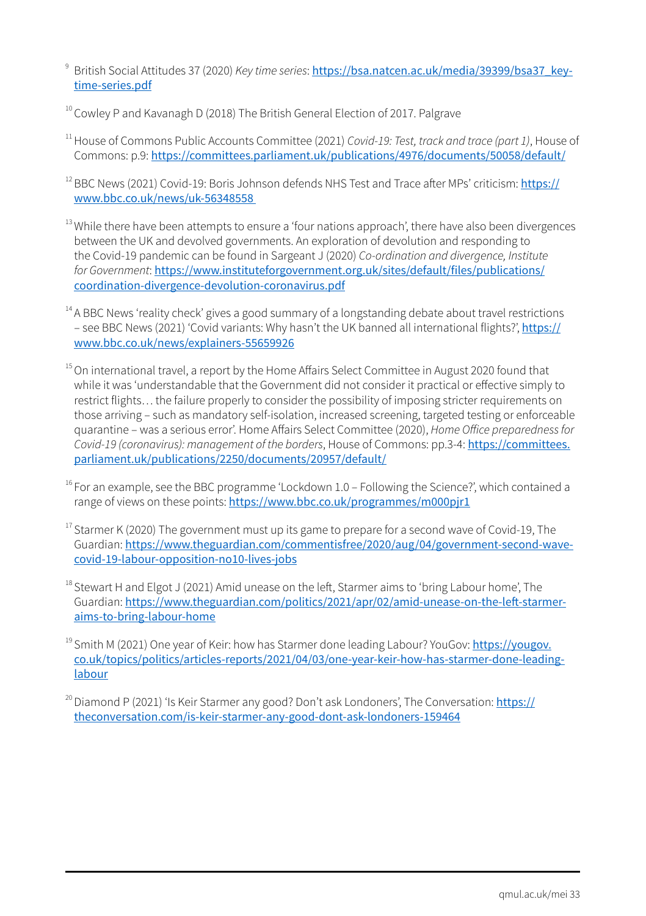[9] British Social Attitudes 37 (2020) *Key time series*: https://bsa.natcen.ac.uk/media/39399/bsa37_key-time-series.pdf

[10] Cowley P and Kavanagh D (2018) The British General Election of 2017. Palgrave

[11] House of Commons Public Accounts Committee (2021) *Covid-19: Test, track and trace (part 1)*, House of Commons: p.9: https://committees.parliament.uk/publications/4976/documents/50058/default/

[12] BBC News (2021) Covid-19: Boris Johnson defends NHS Test and Trace after MPs' criticism: https://www.bbc.co.uk/news/uk-56348558

[13] While there have been attempts to ensure a 'four nations approach', there have also been divergences between the UK and devolved governments. An exploration of devolution and responding to the Covid-19 pandemic can be found in Sargeant J (2020) *Co-ordination and divergence, Institute for Government*: https://www.instituteforgovernment.org.uk/sites/default/files/publications/coordination-divergence-devolution-coronavirus.pdf

[14] A BBC News 'reality check' gives a good summary of a longstanding debate about travel restrictions – see BBC News (2021) 'Covid variants: Why hasn't the UK banned all international flights?', https://www.bbc.co.uk/news/explainers-55659926

[15] On international travel, a report by the Home Affairs Select Committee in August 2020 found that while it was 'understandable that the Government did not consider it practical or effective simply to restrict flights… the failure properly to consider the possibility of imposing stricter requirements on those arriving – such as mandatory self-isolation, increased screening, targeted testing or enforceable quarantine – was a serious error'. Home Affairs Select Committee (2020), *Home Office preparedness for Covid-19 (coronavirus): management of the borders*, House of Commons: pp.3-4: https://committees.parliament.uk/publications/2250/documents/20957/default/

[16] For an example, see the BBC programme 'Lockdown 1.0 – Following the Science?', which contained a range of views on these points: https://www.bbc.co.uk/programmes/m000pjr1

[17] Starmer K (2020) The government must up its game to prepare for a second wave of Covid-19, The Guardian: https://www.theguardian.com/commentisfree/2020/aug/04/government-second-wave-covid-19-labour-opposition-no10-lives-jobs

[18] Stewart H and Elgot J (2021) Amid unease on the left, Starmer aims to 'bring Labour home', The Guardian: https://www.theguardian.com/politics/2021/apr/02/amid-unease-on-the-left-starmer-aims-to-bring-labour-home

[19] Smith M (2021) One year of Keir: how has Starmer done leading Labour? YouGov: https://yougov.co.uk/topics/politics/articles-reports/2021/04/03/one-year-keir-how-has-starmer-done-leading-labour

[20] Diamond P (2021) 'Is Keir Starmer any good? Don't ask Londoners', The Conversation: https://theconversation.com/is-keir-starmer-any-good-dont-ask-londoners-159464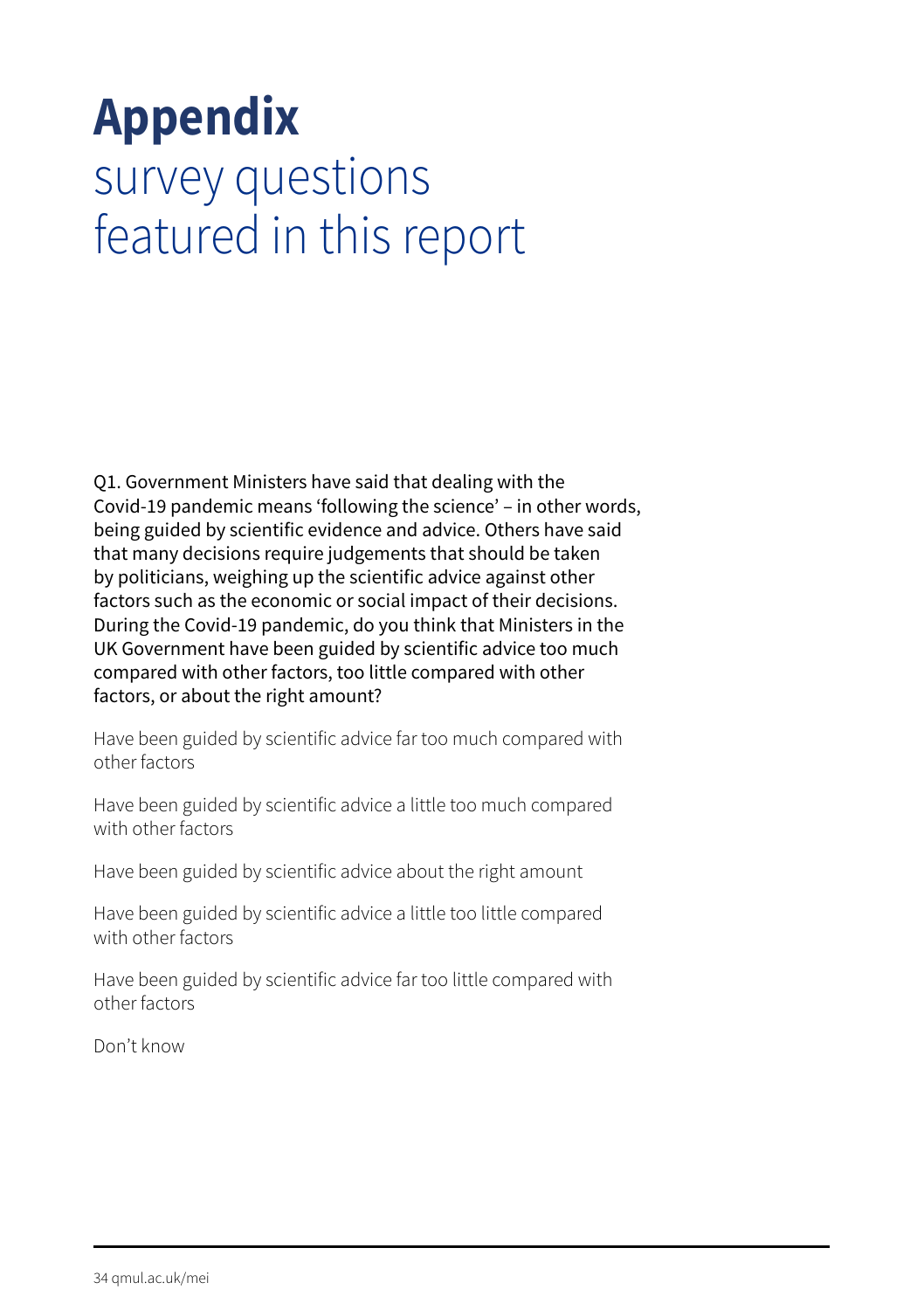# Appendix
## survey questions featured in this report

Q1. Government Ministers have said that dealing with the Covid-19 pandemic means 'following the science' – in other words, being guided by scientific evidence and advice. Others have said that many decisions require judgements that should be taken by politicians, weighing up the scientific advice against other factors such as the economic or social impact of their decisions. During the Covid-19 pandemic, do you think that Ministers in the UK Government have been guided by scientific advice too much compared with other factors, too little compared with other factors, or about the right amount?

Have been guided by scientific advice far too much compared with other factors

Have been guided by scientific advice a little too much compared with other factors

Have been guided by scientific advice about the right amount

Have been guided by scientific advice a little too little compared with other factors

Have been guided by scientific advice far too little compared with other factors

Don't know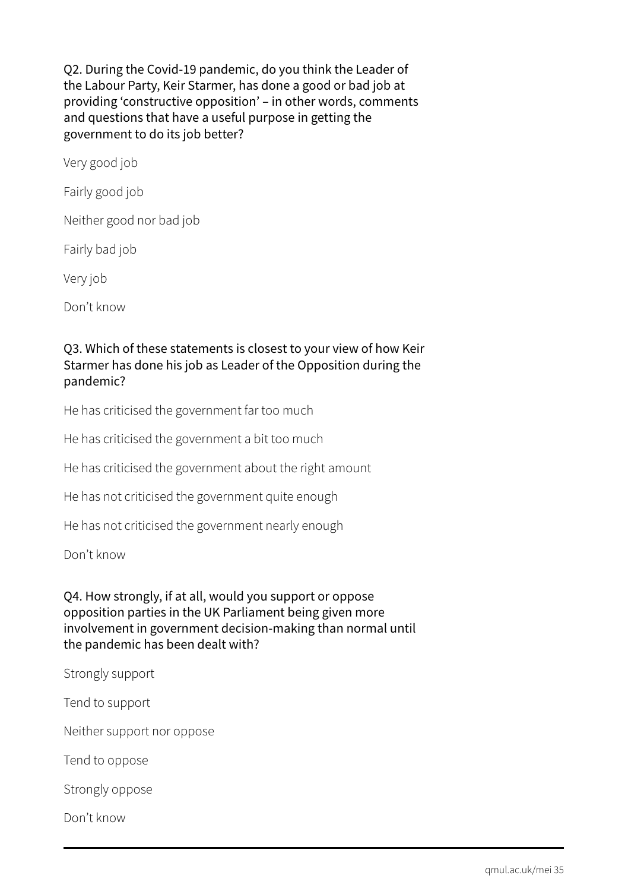Q2. During the Covid-19 pandemic, do you think the Leader of the Labour Party, Keir Starmer, has done a good or bad job at providing 'constructive opposition' – in other words, comments and questions that have a useful purpose in getting the government to do its job better?

Very good job

Fairly good job

Neither good nor bad job

Fairly bad job

Very job

Don't know

Q3. Which of these statements is closest to your view of how Keir Starmer has done his job as Leader of the Opposition during the pandemic?

He has criticised the government far too much

He has criticised the government a bit too much

He has criticised the government about the right amount

He has not criticised the government quite enough

He has not criticised the government nearly enough

Don't know

Q4. How strongly, if at all, would you support or oppose opposition parties in the UK Parliament being given more involvement in government decision-making than normal until the pandemic has been dealt with?

Strongly support

Tend to support

Neither support nor oppose

Tend to oppose

Strongly oppose

Don't know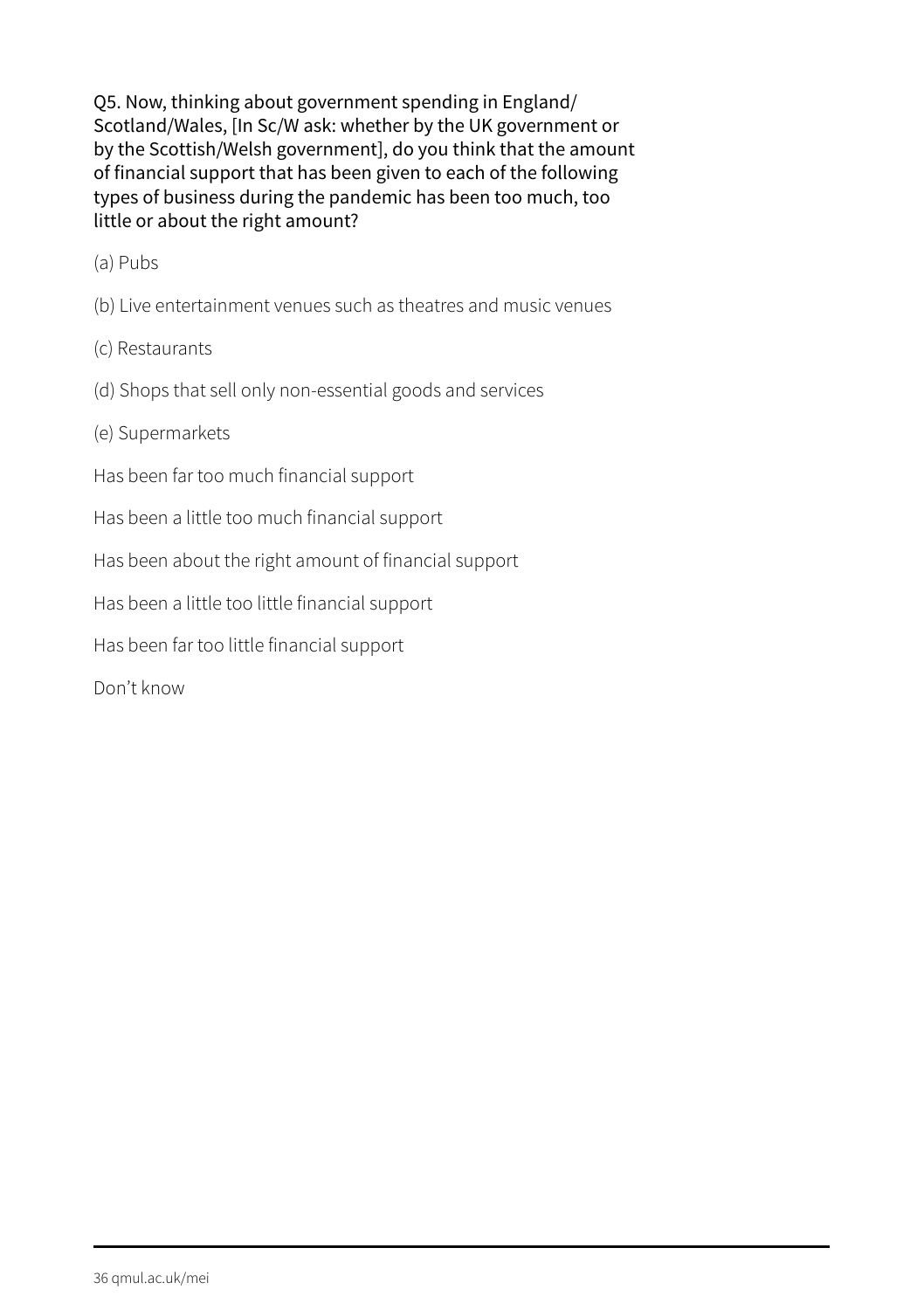Q5. Now, thinking about government spending in England/ Scotland/Wales, [In Sc/W ask: whether by the UK government or by the Scottish/Welsh government], do you think that the amount of financial support that has been given to each of the following types of business during the pandemic has been too much, too little or about the right amount?

(a) Pubs

(b) Live entertainment venues such as theatres and music venues

(c) Restaurants

(d) Shops that sell only non-essential goods and services

(e) Supermarkets

Has been far too much financial support

Has been a little too much financial support

Has been about the right amount of financial support

Has been a little too little financial support

Has been far too little financial support

Don't know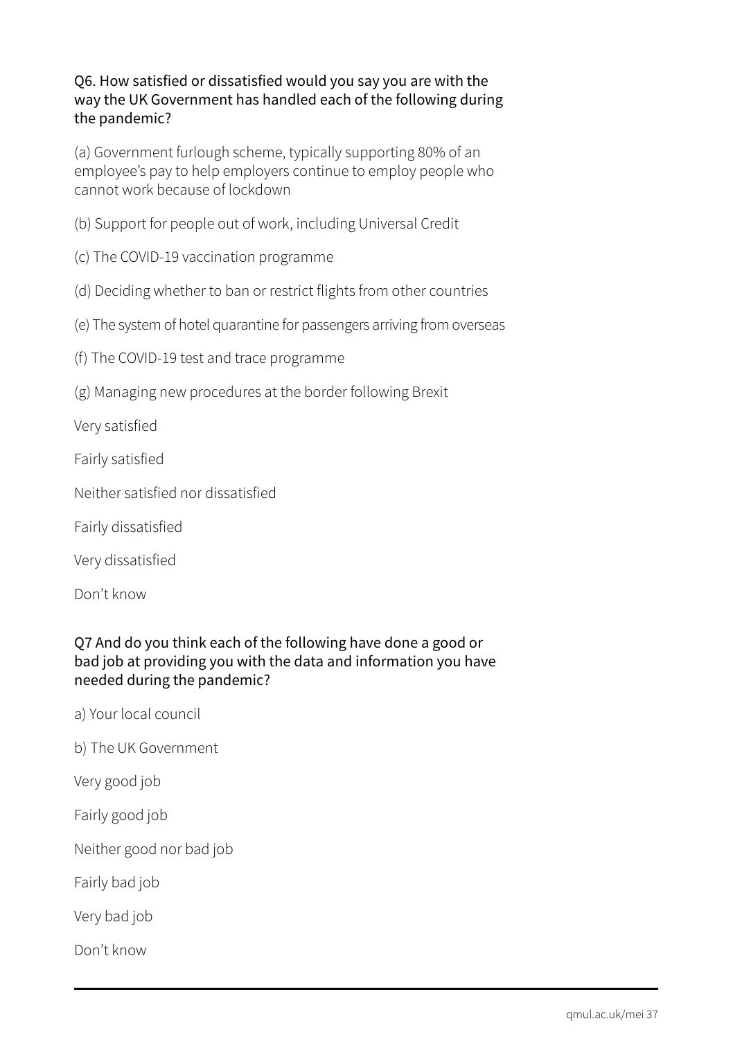Q6. How satisfied or dissatisfied would you say you are with the way the UK Government has handled each of the following during the pandemic?

(a) Government furlough scheme, typically supporting 80% of an employee's pay to help employers continue to employ people who cannot work because of lockdown

(b) Support for people out of work, including Universal Credit

(c) The COVID-19 vaccination programme

(d) Deciding whether to ban or restrict flights from other countries

(e) The system of hotel quarantine for passengers arriving from overseas

(f) The COVID-19 test and trace programme

(g) Managing new procedures at the border following Brexit

Very satisfied

Fairly satisfied

Neither satisfied nor dissatisfied

Fairly dissatisfied

Very dissatisfied

Don't know

Q7 And do you think each of the following have done a good or bad job at providing you with the data and information you have needed during the pandemic?

a) Your local council

b) The UK Government

Very good job

Fairly good job

Neither good nor bad job

Fairly bad job

Very bad job

Don't know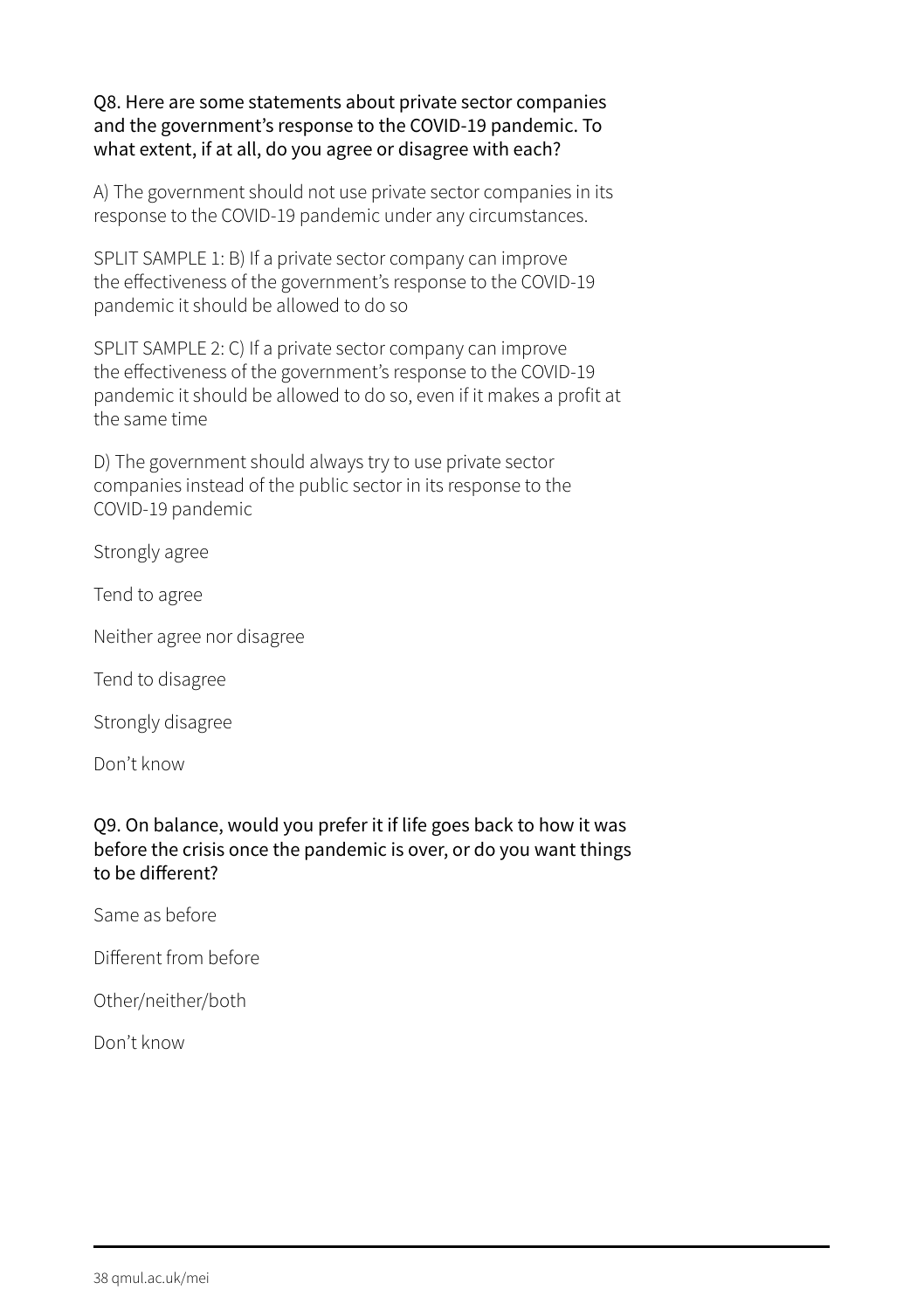Q8. Here are some statements about private sector companies and the government's response to the COVID-19 pandemic. To what extent, if at all, do you agree or disagree with each?

A) The government should not use private sector companies in its response to the COVID-19 pandemic under any circumstances.

SPLIT SAMPLE 1: B) If a private sector company can improve the effectiveness of the government's response to the COVID-19 pandemic it should be allowed to do so

SPLIT SAMPLE 2: C) If a private sector company can improve the effectiveness of the government's response to the COVID-19 pandemic it should be allowed to do so, even if it makes a profit at the same time

D) The government should always try to use private sector companies instead of the public sector in its response to the COVID-19 pandemic

Strongly agree

Tend to agree

Neither agree nor disagree

Tend to disagree

Strongly disagree

Don't know

Q9. On balance, would you prefer it if life goes back to how it was before the crisis once the pandemic is over, or do you want things to be different?

Same as before

Different from before

Other/neither/both

Don't know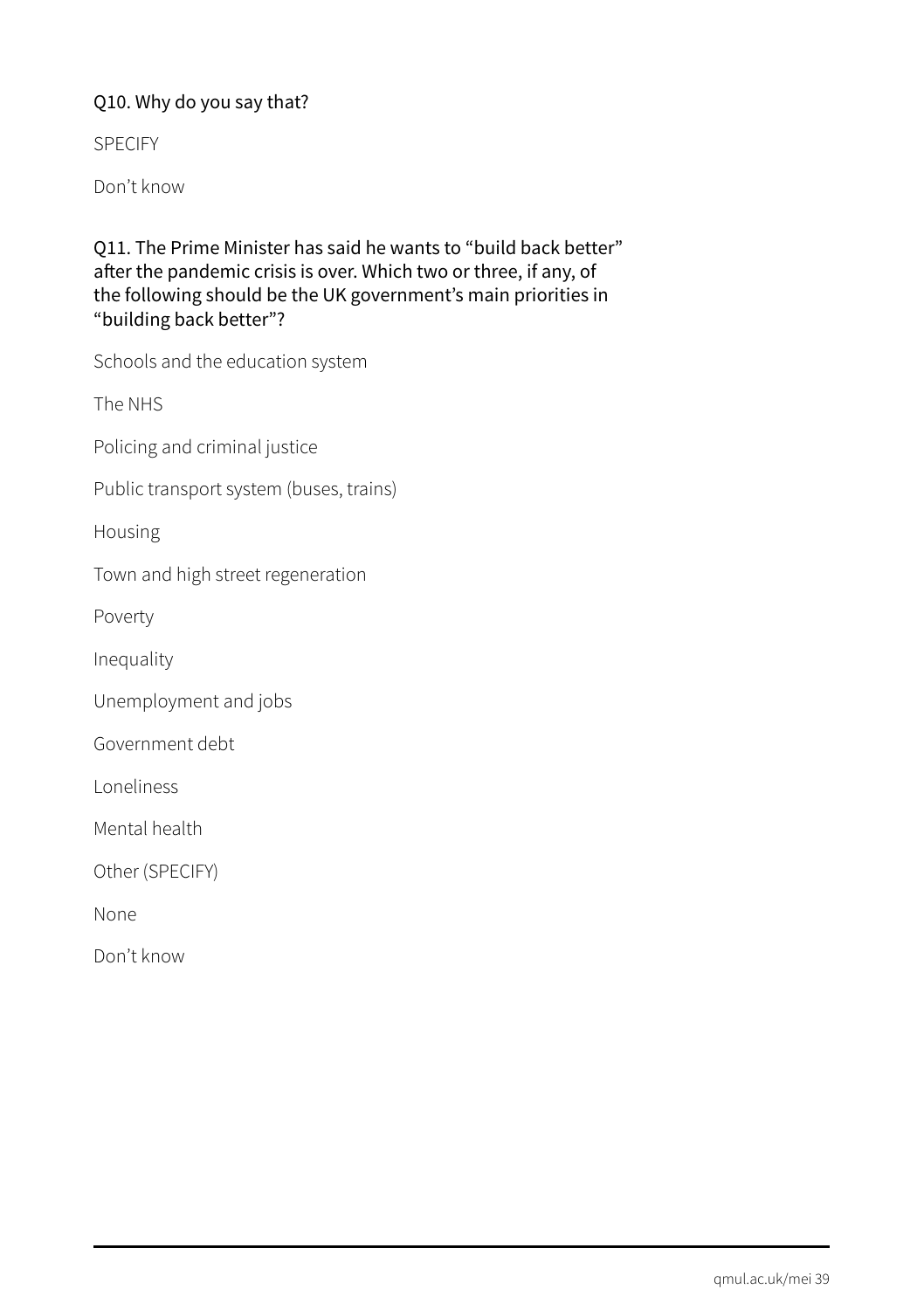Q10. Why do you say that?

SPECIFY

Don't know

Q11. The Prime Minister has said he wants to "build back better" after the pandemic crisis is over. Which two or three, if any, of the following should be the UK government's main priorities in "building back better"?

Schools and the education system

The NHS

Policing and criminal justice

Public transport system (buses, trains)

Housing

Town and high street regeneration

Poverty

Inequality

Unemployment and jobs

Government debt

Loneliness

Mental health

Other (SPECIFY)

None

Don't know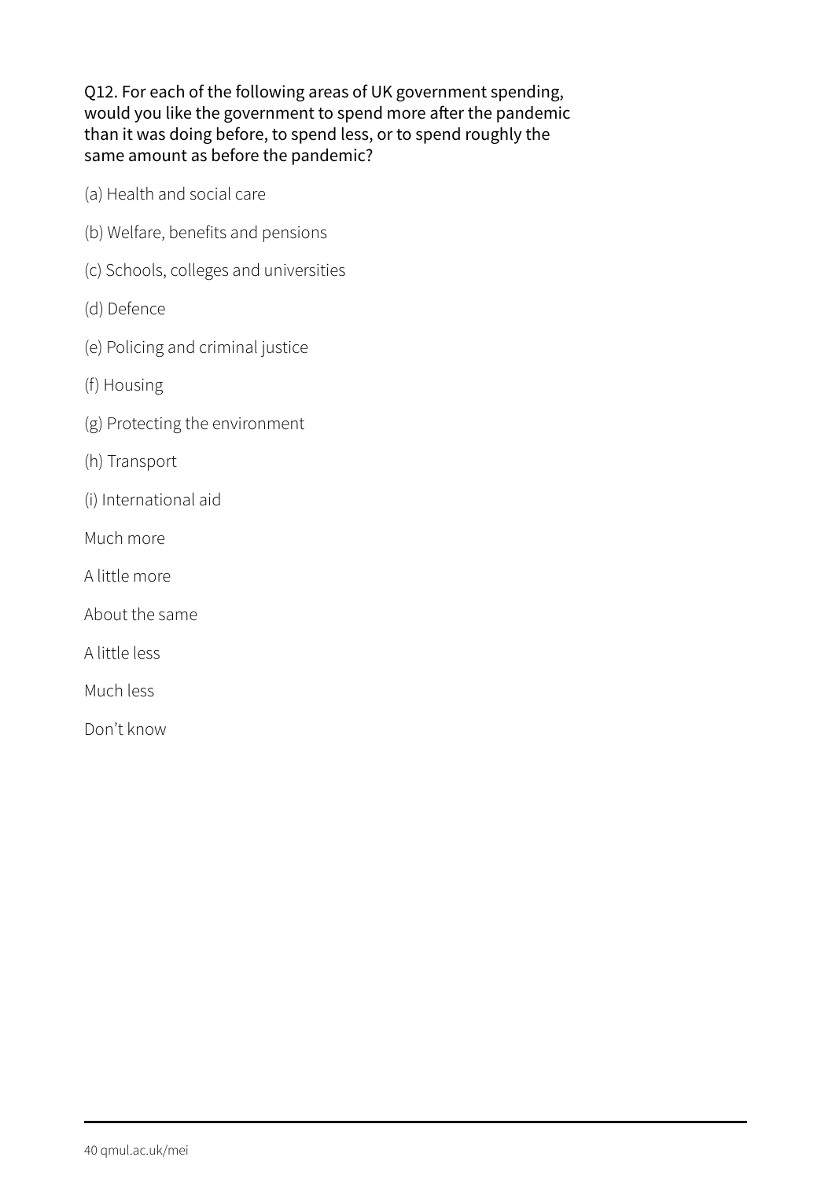Q12. For each of the following areas of UK government spending, would you like the government to spend more after the pandemic than it was doing before, to spend less, or to spend roughly the same amount as before the pandemic?

(a) Health and social care

(b) Welfare, benefits and pensions

(c) Schools, colleges and universities

(d) Defence

(e) Policing and criminal justice

(f) Housing

(g) Protecting the environment

(h) Transport

(i) International aid

Much more

A little more

About the same

A little less

Much less

Don't know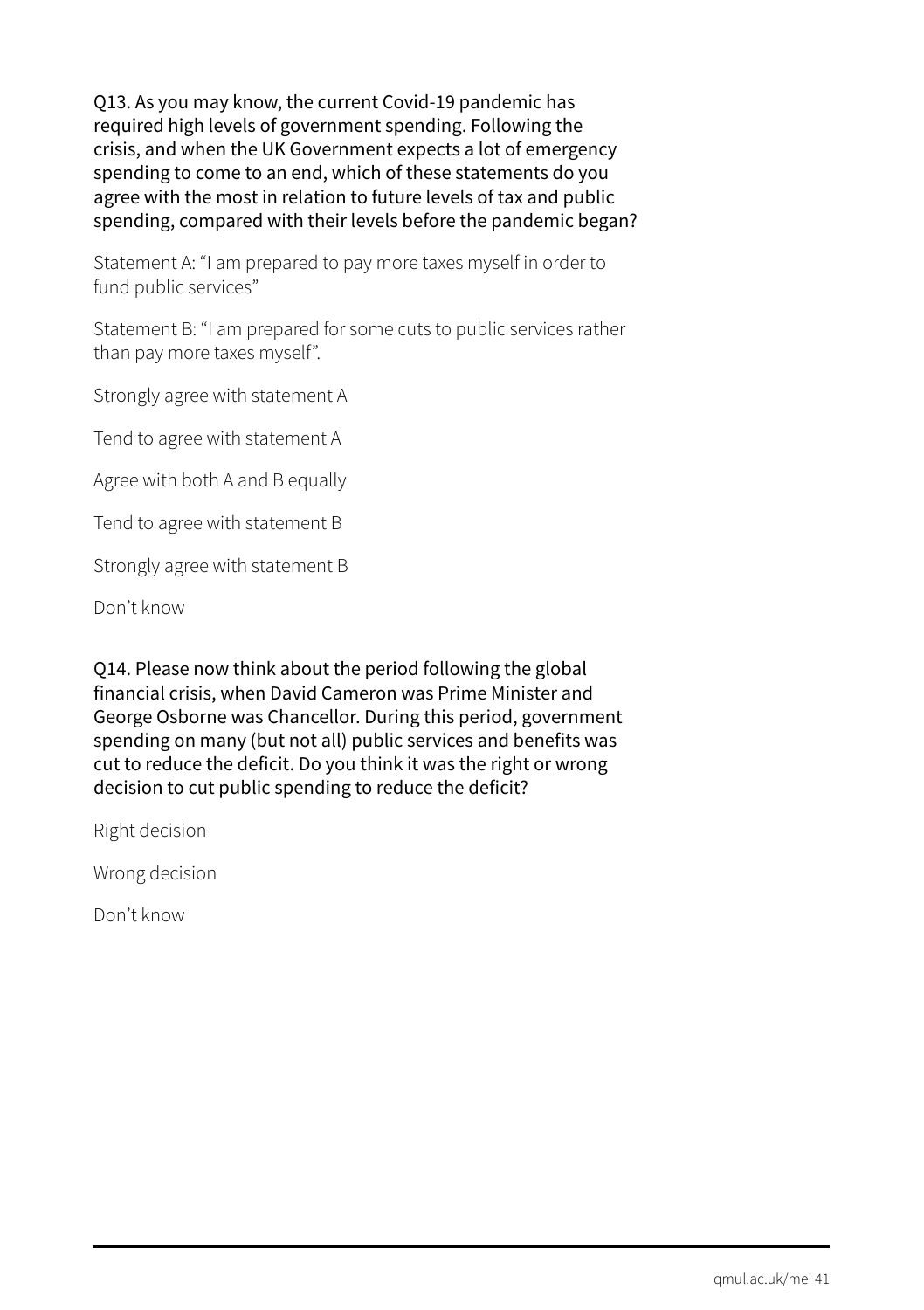Q13. As you may know, the current Covid-19 pandemic has required high levels of government spending. Following the crisis, and when the UK Government expects a lot of emergency spending to come to an end, which of these statements do you agree with the most in relation to future levels of tax and public spending, compared with their levels before the pandemic began?

Statement A: "I am prepared to pay more taxes myself in order to fund public services"

Statement B: "I am prepared for some cuts to public services rather than pay more taxes myself".

Strongly agree with statement A

Tend to agree with statement A

Agree with both A and B equally

Tend to agree with statement B

Strongly agree with statement B

Don't know

Q14. Please now think about the period following the global financial crisis, when David Cameron was Prime Minister and George Osborne was Chancellor. During this period, government spending on many (but not all) public services and benefits was cut to reduce the deficit. Do you think it was the right or wrong decision to cut public spending to reduce the deficit?

Right decision

Wrong decision

Don't know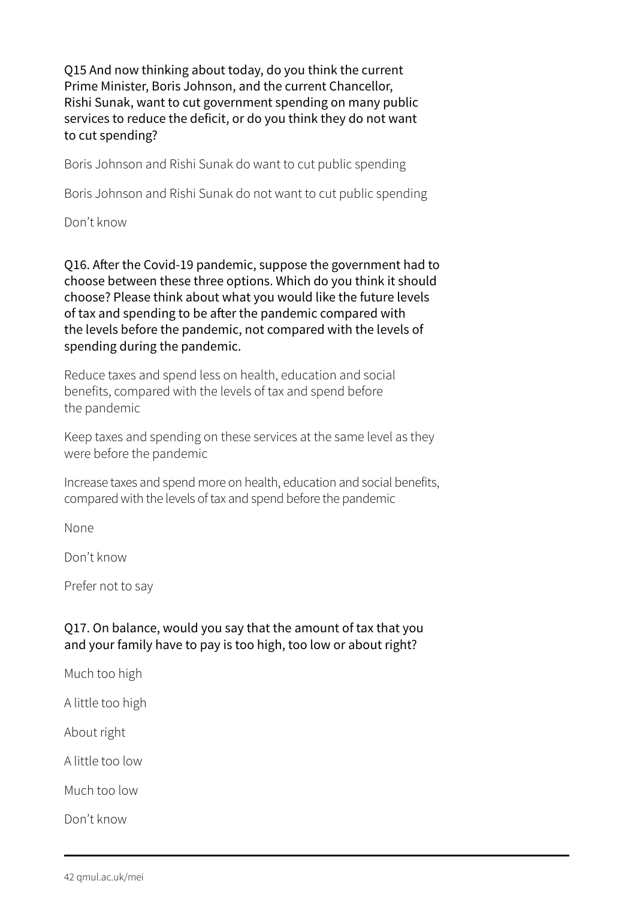Q15 And now thinking about today, do you think the current Prime Minister, Boris Johnson, and the current Chancellor, Rishi Sunak, want to cut government spending on many public services to reduce the deficit, or do you think they do not want to cut spending?

Boris Johnson and Rishi Sunak do want to cut public spending

Boris Johnson and Rishi Sunak do not want to cut public spending

Don't know

Q16. After the Covid-19 pandemic, suppose the government had to choose between these three options. Which do you think it should choose? Please think about what you would like the future levels of tax and spending to be after the pandemic compared with the levels before the pandemic, not compared with the levels of spending during the pandemic.

Reduce taxes and spend less on health, education and social benefits, compared with the levels of tax and spend before the pandemic

Keep taxes and spending on these services at the same level as they were before the pandemic

Increase taxes and spend more on health, education and social benefits, compared with the levels of tax and spend before the pandemic

None

Don't know

Prefer not to say

Q17. On balance, would you say that the amount of tax that you and your family have to pay is too high, too low or about right?

Much too high

A little too high

About right

A little too low

Much too low

Don't know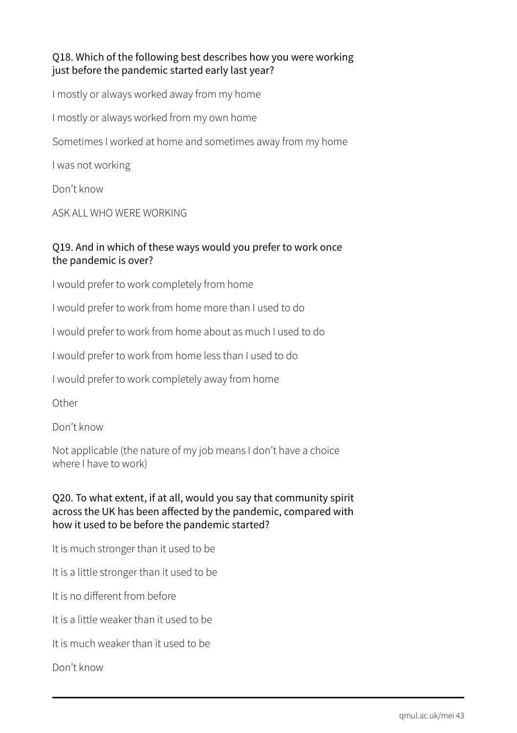### Q18. Which of the following best describes how you were working just before the pandemic started early last year?

I mostly or always worked away from my home

I mostly or always worked from my own home

Sometimes I worked at home and sometimes away from my home

I was not working

Don't know

ASK ALL WHO WERE WORKING

### Q19. And in which of these ways would you prefer to work once the pandemic is over?

I would prefer to work completely from home

I would prefer to work from home more than I used to do

I would prefer to work from home about as much I used to do

I would prefer to work from home less than I used to do

I would prefer to work completely away from home

Other

Don't know

Not applicable (the nature of my job means I don't have a choice where I have to work)

### Q20. To what extent, if at all, would you say that community spirit across the UK has been affected by the pandemic, compared with how it used to be before the pandemic started?

It is much stronger than it used to be

It is a little stronger than it used to be

It is no different from before

It is a little weaker than it used to be

It is much weaker than it used to be

Don't know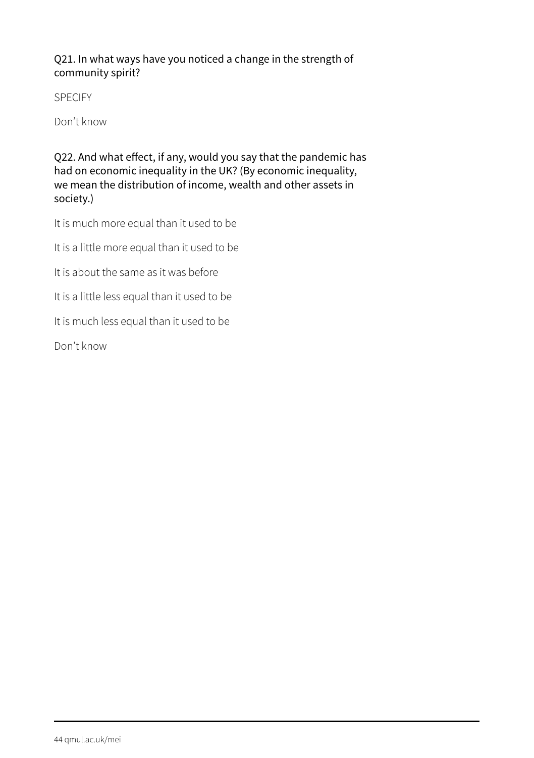Q21. In what ways have you noticed a change in the strength of community spirit?

SPECIFY

Don't know

Q22. And what effect, if any, would you say that the pandemic has had on economic inequality in the UK? (By economic inequality, we mean the distribution of income, wealth and other assets in society.)

It is much more equal than it used to be

It is a little more equal than it used to be

It is about the same as it was before

It is a little less equal than it used to be

It is much less equal than it used to be

Don't know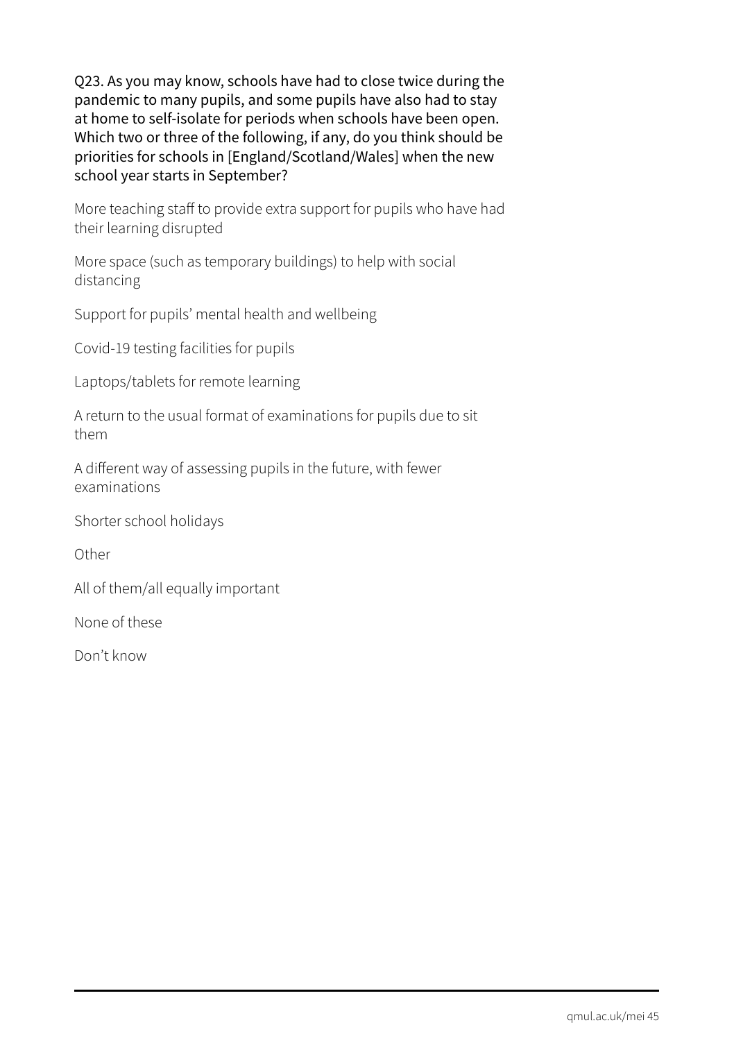Q23. As you may know, schools have had to close twice during the pandemic to many pupils, and some pupils have also had to stay at home to self-isolate for periods when schools have been open. Which two or three of the following, if any, do you think should be priorities for schools in [England/Scotland/Wales] when the new school year starts in September?

More teaching staff to provide extra support for pupils who have had their learning disrupted

More space (such as temporary buildings) to help with social distancing

Support for pupils' mental health and wellbeing

Covid-19 testing facilities for pupils

Laptops/tablets for remote learning

A return to the usual format of examinations for pupils due to sit them

A different way of assessing pupils in the future, with fewer examinations

Shorter school holidays

Other

All of them/all equally important

None of these

Don't know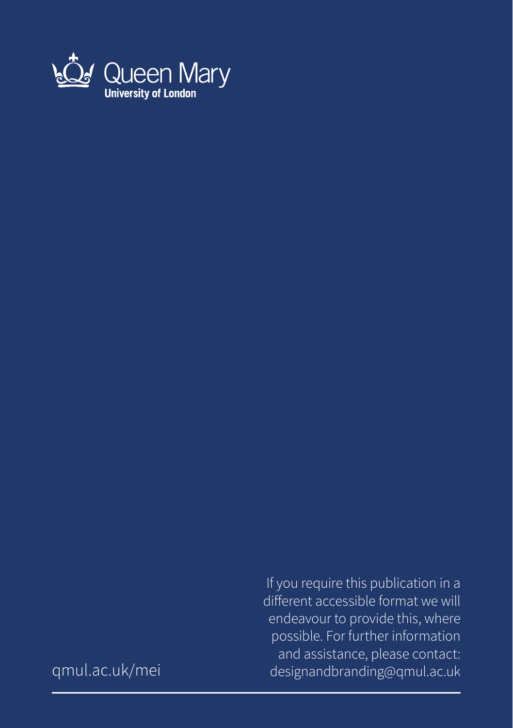Queen Mary
University of London

qmul.ac.uk/mei

If you require this publication in a different accessible format we will endeavour to provide this, where possible. For further information and assistance, please contact: designandbranding@qmul.ac.uk